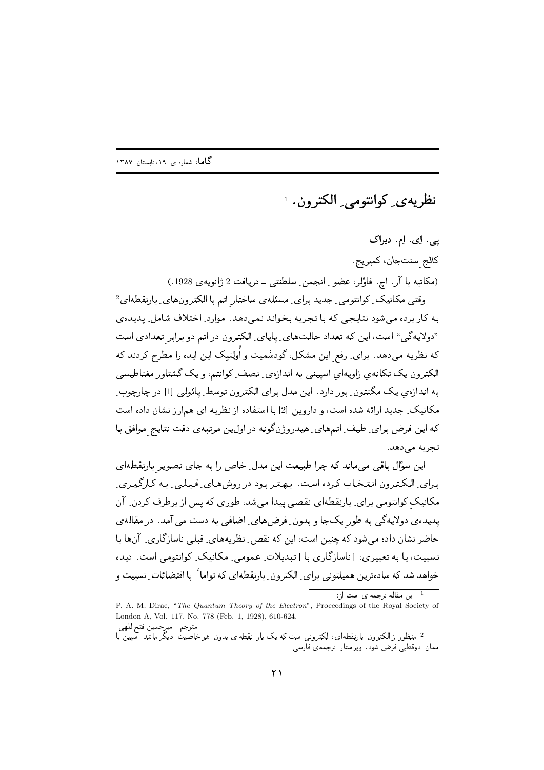# نظریه‌ی کوانتومی ِ الکترون. [1]

**پی. اِی. اِم. دیراک**

کالج سنت‌جان، کمبریج.

(مکاتبه با آر. اچ. فاوْلر، عضو ِ انجمن ِ سلطنتی ــ دریافت 2 ژانویه‌ی 1928.)

وقتی مکانیک ِ کوانتومی ِ جدید برای ِ مسئله‌ی ساختار اتم با الکترون‌های ِ بارنقطه‌ای[2] به کار برده می‌شود نتایجی که با تجربه بخواند نمی‌دهد. موارد ِ اختلاف شامل ِ پدیده‌ی "دولایه‌گی" است، این که تعداد حالت‌های ِ پایای ِ الکترون در اتم دو برابر تعدادی است که نظریه می‌دهد. برای ِ رفع ِ این مشکل، گودسْمیت و اُولِنبِک این ایده را مطرح کردند که الکترون یک تکانه‌ی زاویه‌ای اسپینی به اندازه‌ی ِ نصف ِ کوانتم، و یک گشتاور مغناطیسی به اندازه‌ی یک مگنتون ِ بور دارد. این مدل برای الکترون توسط ِ پائولی [1] در چارچوب ِ مکانیک ِ جدید ارائه شده است، و داروین [2] با استفاده از نظریه ای هم‌ارز نشان داده است که این فرض برای ِ طیف ِ اتم‌های ِ هیدروژن‌گونه در اولین مرتبه‌ی دقت نتایج موافق با تجربه می‌دهد.

این سؤال باقی می‌ماند که چرا طبیعت این مدل ِ خاص را به جای تصویر بارنقطه‌ای برای ِ الکترون انتخاب کرده است. بهتر بود در روش‌های ِ قبلی ِ به کارگیری ِ مکانیک کوانتومی برای ِ بارنقطه‌ای نقصی پیدا می‌شد، طوری که پس از برطرف کردن ِ آن پدیده‌ی دولایه‌گی به طور ِ یک‌جا و بدون ِ فرض‌های ِ اضافی به دست می آمد. در مقاله‌ی حاضر نشان داده می‌شود که چنین است، این که نقص ِ نظریه‌های ِ قبلی ناسازگاری ِ آن‌ها با نسبیت، یا به تعبیری، [ناسازگاری با] تبدیلات ِ عمومی ِ مکانیک ِ کوانتومی است. دیده خواهد شد که ساده‌ترین همیلتونی برای ِ الکترون ِ بارنقطه‌ای که تواماً با اقتضائات ِ نسبیت و

---

[1] این مقاله ترجمه‌ای است از:
P. A. M. Dirac, "*The Quantum Theory of the Electron*", Proceedings of the Royal Society of London A, Vol. 117, No. 778 (Feb. 1, 1928), 610-624.
مترجم: امیرحسین فتح‌اللهی

[2] منظور از الکترون ِ بارنقطه‌ای، الکترونی است که یک بار ِ نقطه‌ای بدون ِ هر خاصیت ِ دیگر مانند ِ اسپین یا ممان ِ دوقطبی فرض شود. ویراستار ِ ترجمه‌ی فارسی.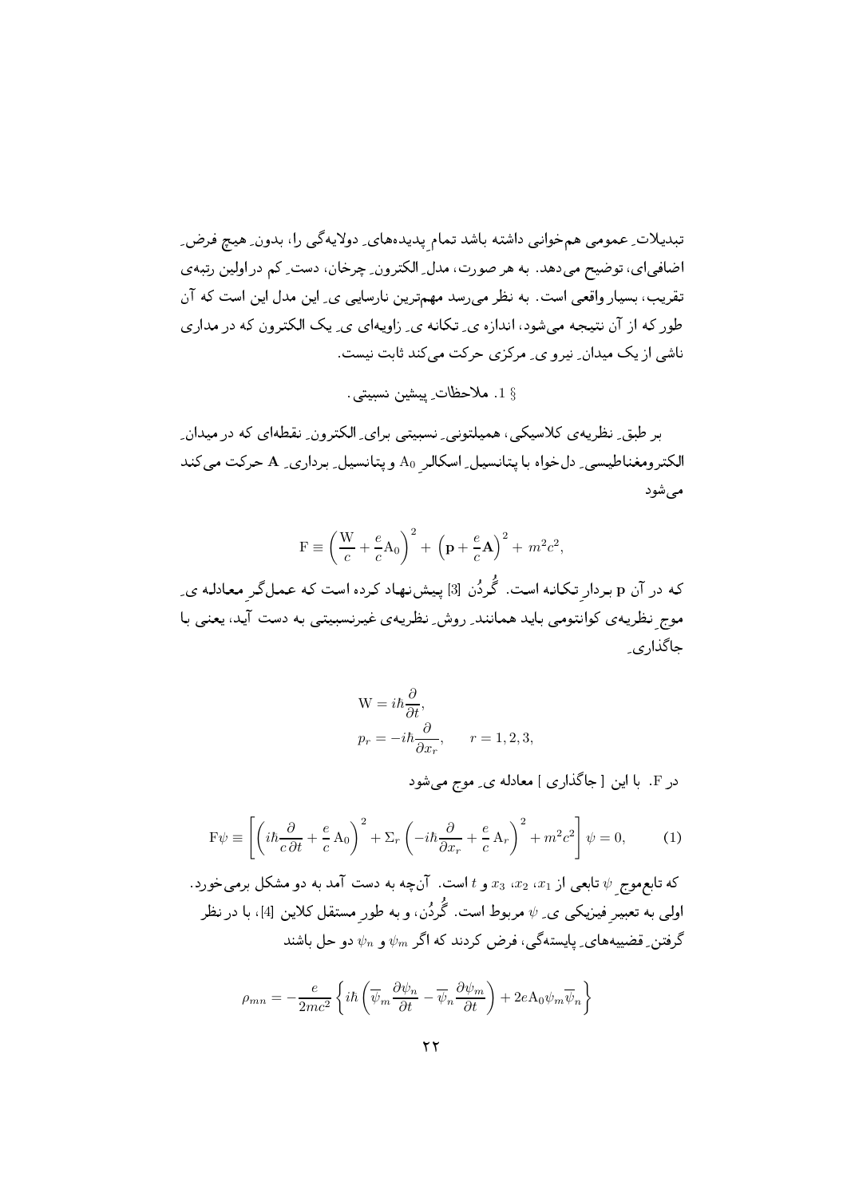تبدیلاتِ عمومی هم‌خوانی داشته باشد تمامِ پدیده‌های دولایه‌گی را، بدونِ هیچ فرضِ اضافی‌ای، توضیح می‌دهد. به هر صورت، مدلِ الکترونِ چرخان، دستِ کم در اولین رتبه‌ی تقریب، بسیار واقعی است. به نظر می‌رسد مهم‌ترین نارسایی یِ این مدل این است که آن طور که از آن نتیجه می‌شود، اندازه یِ تکانه یِ زاویه‌ای یِ یک الکترون که در مداری ناشی از یک میدانِ نیرو یِ مرکزی حرکت می‌کند ثابت نیست.

## § 1. ملاحظاتِ پیشینِ نسبیتی.

بر طبقِ نظریه‌ی کلاسیکی، همیلتونی‌ِ نسبیتی برای الکترونِ نقطه‌ای که در میدانِ الکترومغناطیسیِ دل‌خواه با پتانسیلِ اسکالرِ $\mathrm{A}_0$ و پتانسیلِ برداریِ $\mathbf{A}$ حرکت می‌کند می‌شود

$$\mathrm{F} \equiv \left(\frac{\mathrm{W}}{c}+\frac{e}{c}\mathrm{A}_0\right)^2+\left(\mathbf{p}+\frac{e}{c}\mathbf{A}\right)^2+m^2c^2,$$

که در آن $\mathbf{p}$ بردارِ تکانه است. گُردُن [3] پیش‌نهاد کرده است که عمل‌گرِ معادله یِ موجِ نظریه‌ی کوانتومی باید همانندِ روشِ نظریه‌ی غیرنسبیتی به دست آید، یعنی با جاگذاریِ

$$\mathrm{W}=i\hbar\frac{\partial}{\partial t},$$
$$p_r=-i\hbar\frac{\partial}{\partial x_r}, \qquad r=1,2,3,$$

در $\mathrm{F}$. با این [ جاگذاری ] معادله یِ موج می‌شود

$$\mathrm{F}\psi \equiv \left[\left(i\hbar\frac{\partial}{c\,\partial t}+\frac{e}{c}\,\mathrm{A}_0\right)^2+\Sigma_r\left(-i\hbar\frac{\partial}{\partial x_r}+\frac{e}{c}\,\mathrm{A}_r\right)^2+m^2c^2\right]\psi=0, \qquad (1)$$

که تابع‌موجِ $\psi$ تابعی از $x_1$، $x_2$، $x_3$ و $t$ است. آن‌چه به دست آمد به دو مشکل برمی‌خورد. اولی به تعبیرِ فیزیکی یِ $\psi$ مربوط است. گُردُن، و به طورِ مستقل کلاین [4]، با در نظر گرفتنِ قضیه‌هایِ پایستگی، فرض کردند که اگر $\psi_m$ و $\psi_n$ دو حل باشند

$$\rho_{mn}=-\frac{e}{2mc^2}\left\{i\hbar\left(\overline{\psi}_m\frac{\partial\psi_n}{\partial t}-\overline{\psi}_n\frac{\partial\psi_m}{\partial t}\right)+2e\mathrm{A}_0\psi_m\overline{\psi}_n\right\}$$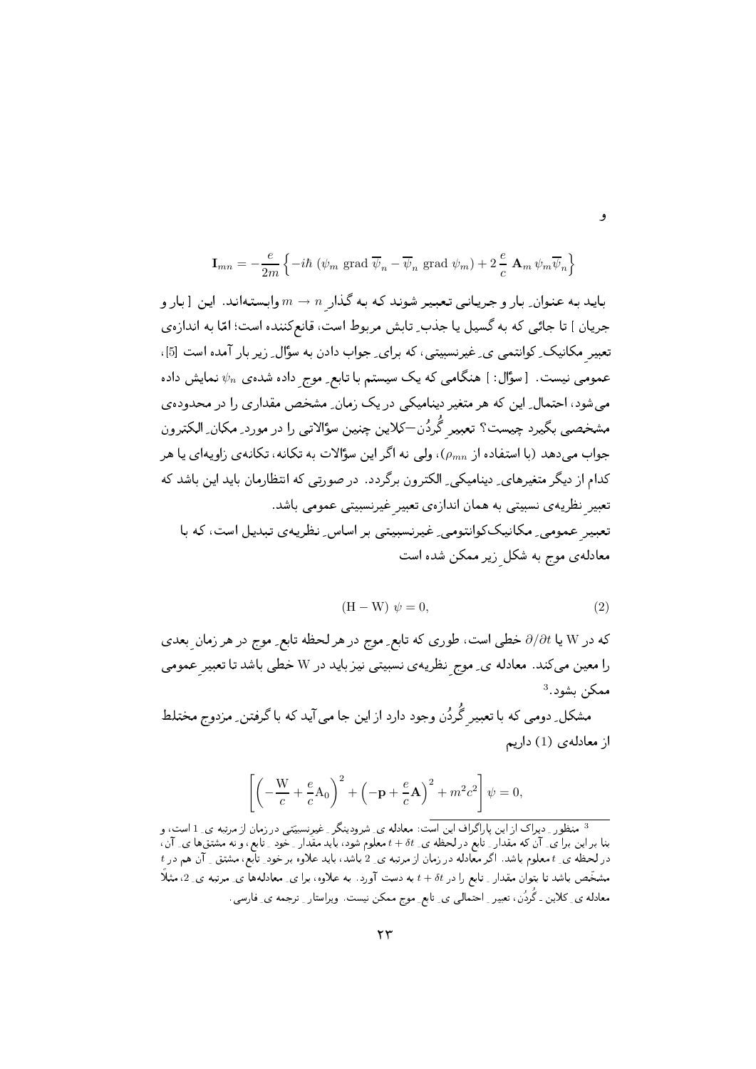و

$$\mathbf{I}_{mn} = -\frac{e}{2m}\left\{-i\hbar\left(\psi_m \operatorname{grad}\overline{\psi}_n - \overline{\psi}_n \operatorname{grad}\psi_m\right) + 2\,\frac{e}{c}\,\mathbf{A}_m\,\psi_m\overline{\psi}_n\right\}$$

باید به عنوانِ بار و جریانی تعبیر شوند که به گذارِ $m \to n$ وابسته‌اند. این [ بار و جریان ] تا جائی که به گسیل یا جذبِ تابشِ مربوط است، قانع‌کننده است؛ امّا به اندازه‌ی تعبیرِ مکانیکِ کوانتمی یِ غیرنسبیتی، که برایِ جواب دادن به سؤالِ زیر بار آمده است [5]، عمومی نیست. [ سؤال: ] هنگامی که یک سیستم با تابعِ موجِ داده شده‌ی $\psi_n$ نمایش داده می‌شود، احتمالِ این که هر متغیرِ دینامیکی در یک زمانِ مشخص مقداری را در محدوده‌ی مشخصی بگیرد چیست؟ تعبیرِ گُردُن—کلاین چنین سؤالاتی را در موردِ مکانِ الکترون جواب می‌دهد (با استفاده از $\rho_{mn}$)، ولی نه اگر این سؤالات به تکانه، تکانه‌ی زاویه‌ای یا هر کدام از دیگر متغیرهایِ دینامیکیِ الکترون برگردد. در صورتی که انتظارمان باید این باشد که تعبیرِ نظریه‌ی نسبیتی به همان اندازه‌ی تعبیرِ غیرنسبیتی عمومی باشد.

تعبیرِ عمومیِ مکانیک‌کوانتومیِ غیرنسبیتی بر اساسِ نظریه‌ی تبدیل است، که با معادله‌ی موج به شکلِ زیر ممکن شده است

$$(\mathrm{H} - \mathrm{W})\ \psi = 0, \tag{2}$$

که در $\mathrm{W}$ یا $\partial/\partial t$ خطی است، طوری که تابعِ موج در هر لحظه تابعِ موج در هر زمانِ بعدی را معین می‌کند. معادله یِ موجِ نظریه‌ی نسبیتی نیز باید در $\mathrm{W}$ خطی باشد تا تعبیرِ عمومی ممکن بشود.[3]

مشکلِ دومی که با تعبیرِ گُردُن وجود دارد از این جا می آید که با گرفتنِ مزدوجِ مختلط از معادله‌ی (1) داریم

$$\left[\left(-\frac{\mathrm{W}}{c} + \frac{e}{c}\mathrm{A}_0\right)^2 + \left(-\mathbf{p} + \frac{e}{c}\mathbf{A}\right)^2 + m^2c^2\right]\psi = 0,$$

---

[3] منظورِ دیراک از این پاراگراف این است: معادله یِ شرودینگرِ غیرنسبیتی در زمان از مرتبه یِ 1 است، و بنا بر این برا یِ آن که مقدارِ تابع در لحظه یِ $t+\delta t$ معلوم شود، باید مقدارِ خودِ تابع، و نه مشتق‌ها یِ آن، در لحظه یِ $t$ معلوم باشد. اگر معادله در زمان از مرتبه یِ 2 باشد، باید علاوه بر خودِ تابع، مشتقِ آن هم در $t$ مشخّص باشد تا بتوان مقدارِ تابع را در $t+\delta t$ به دست آورد. به علاوه، برا یِ معادله‌ها یِ مرتبه یِ 2، مثلاً معادله یِ کلاین ـ گُردُن، تعبیرِ احتمالی یِ تابعِ موج ممکن نیست. ویراستارِ ترجمه یِ فارسی.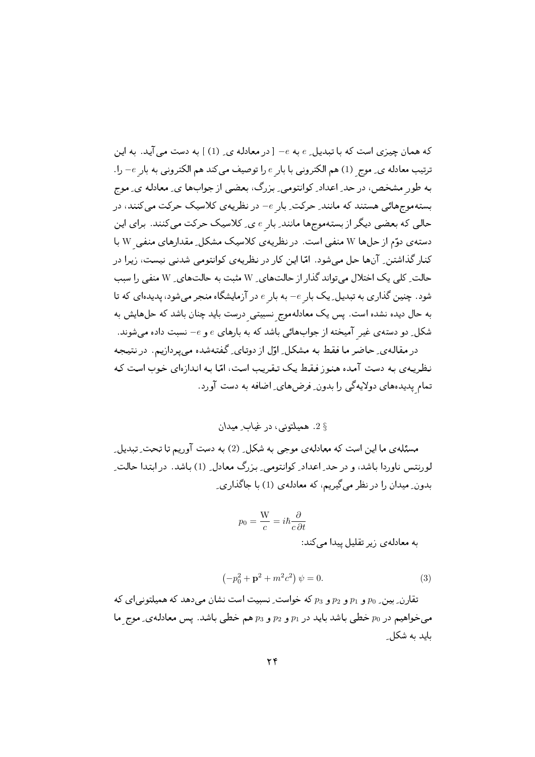که همان چیزی است که با تبدیلِ $e$ به $-e$ [ در معادله یِ (1) ] به دست می‌آید. به این ترتیب معادله یِ موجِ (1) هم الکترونی با بارِ $e$ را توصیف می‌کند هم الکترونی به بارِ $-e$ را. به طورِ مشخص، در حدِ اعدادِ کوانتومیِ بزرگ، بعضی از جواب‌ها یِ معادله یِ موج بسته‌موج‌هائی هستند که مانندِ حرکتِ بارِ $-e$ در نظریه‌ی کلاسیک حرکت می‌کنند، در حالی که بعضی دیگر از بسته‌موج‌ها مانندِ بارِ $e$ یِ کلاسیک حرکت می‌کنند. برای این دسته‌ی دوّم از حل‌ها W منفی است. در نظریه‌ی کلاسیک مشکلِ مقدارهای منفیِ W با کنار گذاشتنِ آن‌ها حل می‌شود. امّا این کار در نظریه‌ی کوانتومی شدنی نیست، زیرا در حالتِ کلی یک اختلال می‌تواند گذار از حالت‌هایِ W مثبت به حالت‌هایِ W منفی را سبب شود. چنین گذاری به تبدیلِ یک بارِ $-e$ به بارِ $e$ در آزمایشگاه منجر می‌شود، پدیده‌ای که تا به حال دیده نشده است. پس یک معادله‌موجِ نسبیتیِ درست باید چنان باشد که حل‌هایش به شکلِ دو دسته‌ی غیرِ آمیخته از جواب‌هائی باشد که به بارهای $e$ و $-e$ نسبت داده می‌شوند.

در مقاله‌یِ حاضر ما فقط به مشکلِ اوّل از دوتایِ گفته‌شده می‌پردازیم. در نتیجه نظریه‌ی به دست آمده هنوز فقط یک تقریب است، امّا به اندازه‌ای خوب است که تمامِ پدیده‌های دولایه‌گی را بدونِ فرض‌هایِ اضافه به دست آورد.

### § 2. همیلتونی، در غیابِ میدان

مسئله‌ی ما این است که معادله‌ی موجی به شکلِ (2) به دست آوریم تا تحتِ تبدیلِ لورنتس ناوردا باشد، و در حدِ اعدادِ کوانتومیِ بزرگ معادلِ (1) باشد. در ابتدا حالتِ بدونِ میدان را در نظر می‌گیریم، که معادله‌ی (1) با جاگذاریِ

$$p_0 = \frac{\mathrm{W}}{c} = i\hbar\frac{\partial}{c\,\partial t}$$

به معادله‌ی زیر تقلیل پیدا می‌کند:

$$\left(-p_0^2 + \mathbf{p}^2 + m^2c^2\right)\psi = 0. \tag{3}$$

تقارنِ بینِ $p_0$ و $p_1$ و $p_2$ و $p_3$ که خواستِ نسبیت است نشان می‌دهد که همیلتونی‌ای که می‌خواهیم در $p_0$ خطی باشد باید در $p_1$ و $p_2$ و $p_3$ هم خطی باشد. پس معادله‌یِ موجِ ما باید به شکلِ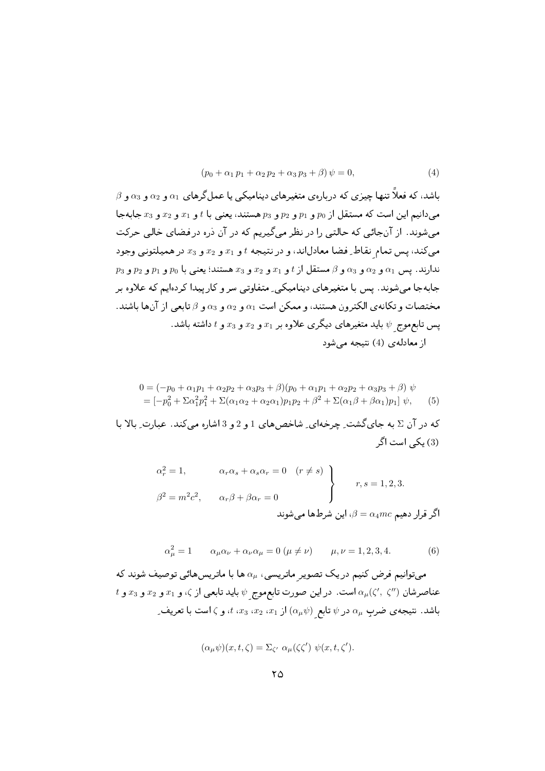$$(p_0 + \alpha_1 p_1 + \alpha_2 p_2 + \alpha_3 p_3 + \beta)\,\psi = 0, \qquad (4)$$

باشد، که فعلاً تنها چیزی که درباره‌ی متغیرهای دینامیکی یا عمل‌گرهای $\alpha_1$ و $\alpha_2$ و $\alpha_3$ و $\beta$ می‌دانیم این است که مستقل از $p_0$ و $p_1$ و $p_2$ و $p_3$ هستند، یعنی با $t$ و $x_1$ و $x_2$ و $x_3$ جابه‌جا می‌شوند. از آن‌جائی که حالتی را در نظر می‌گیریم که در آن ذره در فضای خالی حرکت می‌کند، پس تمام ِ نقاط ِ فضا معادل‌اند، و در نتیجه $t$ و $x_1$ و $x_2$ و $x_3$ در همیلتونی وجود ندارند. پس $\alpha_1$ و $\alpha_2$ و $\alpha_3$ و $\beta$ مستقل از $t$ و $x_1$ و $x_2$ و $x_3$ هستند؛ یعنی با $p_0$ و $p_1$ و $p_2$ و $p_3$ جابه‌جا می‌شوند. پس با متغیرهای دینامیکی ِ متفاوتی سر و کار پیدا کرده‌ایم که علاوه بر مختصات و تکانه‌ی الکترون هستند، و ممکن است $\alpha_1$ و $\alpha_2$ و $\alpha_3$ و $\beta$ تابعی از آن‌ها باشند. پس تابع‌موج ِ $\psi$ باید متغیرهای دیگری علاوه بر $x_1$ و $x_2$ و $x_3$ و $t$ داشته باشد.

از معادله‌ی (4) نتیجه می‌شود

$$\begin{aligned}
0 &= (-p_0 + \alpha_1 p_1 + \alpha_2 p_2 + \alpha_3 p_3 + \beta)(p_0 + \alpha_1 p_1 + \alpha_2 p_2 + \alpha_3 p_3 + \beta)\ \psi \\
&= [-p_0^2 + \Sigma \alpha_1^2 p_1^2 + \Sigma(\alpha_1\alpha_2 + \alpha_2\alpha_1)p_1 p_2 + \beta^2 + \Sigma(\alpha_1\beta + \beta\alpha_1)p_1]\ \psi, \qquad (5)
\end{aligned}$$

که در آن $\Sigma$ به جای‌گشت ِ چرخه‌ای ِ شاخص‌های 1 و 2 و 3 اشاره می‌کند. عبارت ِ بالا با (3) یکی است اگر

$$\left.\begin{array}{ll}
\alpha_r^2 = 1, & \alpha_r\alpha_s + \alpha_s\alpha_r = 0 \quad (r \neq s) \\
\beta^2 = m^2c^2, & \alpha_r\beta + \beta\alpha_r = 0
\end{array}\right\} \qquad r, s = 1, 2, 3.$$

اگر قرار دهیم $\beta = \alpha_4 mc$، این شرط‌ها می‌شوند

$$\alpha_\mu^2 = 1 \qquad \alpha_\mu\alpha_\nu + \alpha_\nu\alpha_\mu = 0\ (\mu \neq \nu) \qquad \mu, \nu = 1, 2, 3, 4. \qquad (6)$$

می‌توانیم فرض کنیم در یک تصویر ِ ماتریسی، $\alpha_\mu$ ها با ماتریس‌هائی توصیف شوند که عناصرشان $\alpha_\mu(\zeta', \zeta'')$ است. در این صورت تابع‌موج ِ $\psi$ باید تابعی از $\zeta$، و $x_1$ و $x_2$ و $x_3$ و $t$ باشد. نتیجه‌ی ضرب ِ $\alpha_\mu$ در $\psi$ تابع ِ $(\alpha_\mu\psi)$ از $x_1$، $x_2$، $x_3$، $t$، و $\zeta$ است با تعریف ِ

$$(\alpha_\mu\psi)(x, t, \zeta) = \Sigma_{\zeta'}\ \alpha_\mu(\zeta\zeta')\ \psi(x, t, \zeta').$$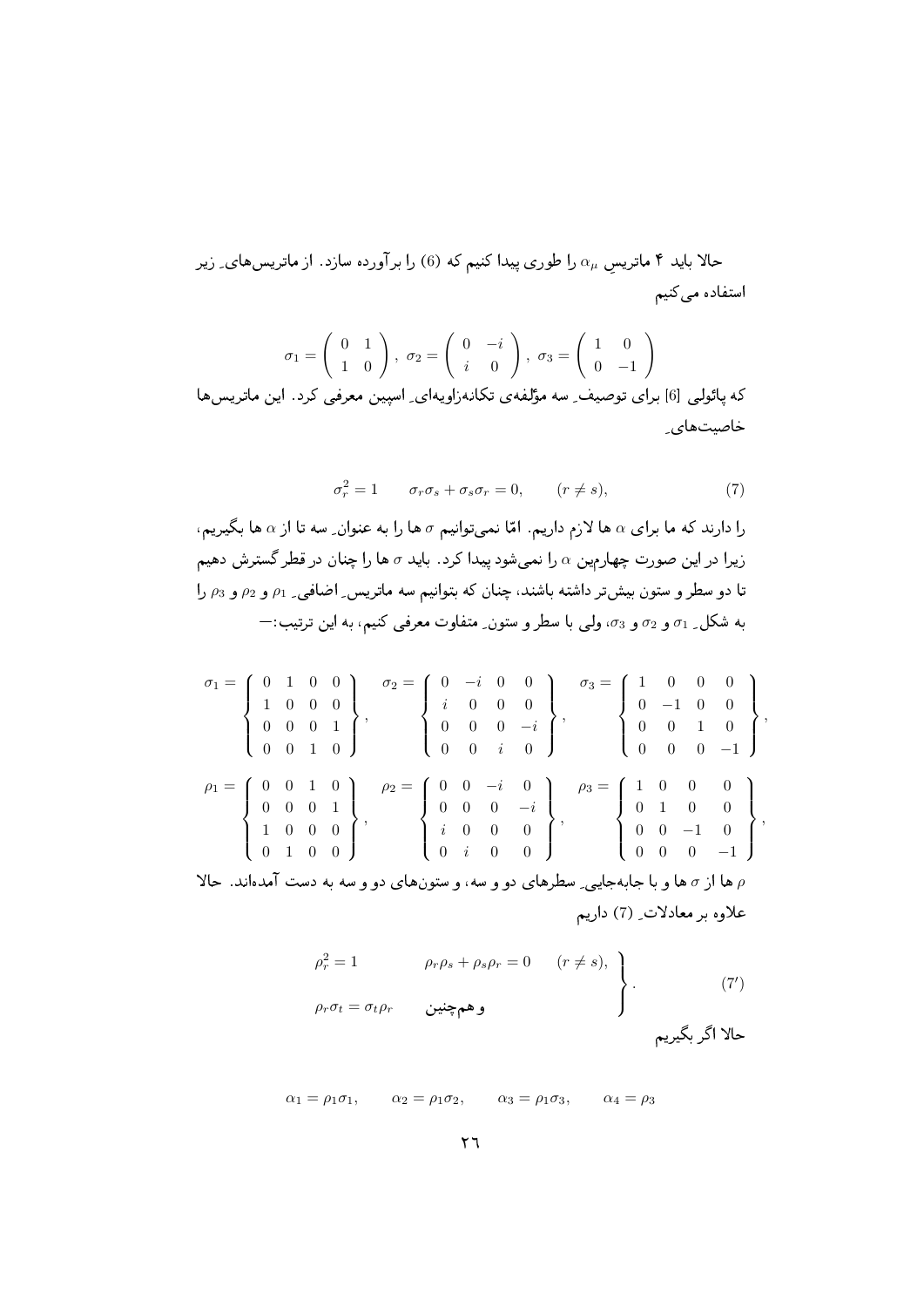حالا باید ۴ ماتریسِ $\alpha_\mu$ را طوری پیدا کنیم که (6) را برآورده سازد. از ماتریس‌های ِ زیر استفاده می‌کنیم

$$\sigma_1 = \begin{pmatrix} 0 & 1 \\ 1 & 0 \end{pmatrix},\ \sigma_2 = \begin{pmatrix} 0 & -i \\ i & 0 \end{pmatrix},\ \sigma_3 = \begin{pmatrix} 1 & 0 \\ 0 & -1 \end{pmatrix}$$

که پائولی [6] برای توصیف ِ سه مؤلفه‌ی تکانه‌زاویه‌ای ِ اسپین معرفی کرد. این ماتریس‌ها خاصیت‌های ِ

$$\sigma_r^2 = 1 \qquad \sigma_r\sigma_s + \sigma_s\sigma_r = 0, \qquad (r \neq s), \tag{7}$$

را دارند که ما برای $\alpha$ ها لازم داریم. امّا نمی‌توانیم $\sigma$ ها را به عنوان ِ سه تا از $\alpha$ ها بگیریم، زیرا در این صورت چهارمین $\alpha$ را نمی‌شود پیدا کرد. باید $\sigma$ ها را چنان در قطر گسترش دهیم تا دو سطر و ستون بیش‌تر داشته باشند، چنان که بتوانیم سه ماتریس ِ اضافی ِ $\rho_1$ و $\rho_2$ و $\rho_3$ را به شکل ِ $\sigma_1$ و $\sigma_2$ و $\sigma_3$، ولی با سطر و ستون ِ متفاوت معرفی کنیم، به این ترتیب:—

$$\sigma_1 = \begin{Bmatrix} 0 & 1 & 0 & 0 \\ 1 & 0 & 0 & 0 \\ 0 & 0 & 0 & 1 \\ 0 & 0 & 1 & 0 \end{Bmatrix}, \quad \sigma_2 = \begin{Bmatrix} 0 & -i & 0 & 0 \\ i & 0 & 0 & 0 \\ 0 & 0 & 0 & -i \\ 0 & 0 & i & 0 \end{Bmatrix}, \quad \sigma_3 = \begin{Bmatrix} 1 & 0 & 0 & 0 \\ 0 & -1 & 0 & 0 \\ 0 & 0 & 1 & 0 \\ 0 & 0 & 0 & -1 \end{Bmatrix},$$

$$\rho_1 = \begin{Bmatrix} 0 & 0 & 1 & 0 \\ 0 & 0 & 0 & 1 \\ 1 & 0 & 0 & 0 \\ 0 & 1 & 0 & 0 \end{Bmatrix}, \quad \rho_2 = \begin{Bmatrix} 0 & 0 & -i & 0 \\ 0 & 0 & 0 & -i \\ i & 0 & 0 & 0 \\ 0 & i & 0 & 0 \end{Bmatrix}, \quad \rho_3 = \begin{Bmatrix} 1 & 0 & 0 & 0 \\ 0 & 1 & 0 & 0 \\ 0 & 0 & -1 & 0 \\ 0 & 0 & 0 & -1 \end{Bmatrix},$$

$\rho$ ها از $\sigma$ ها و با جابه‌جایی ِ سطرهای دو و سه، و ستون‌های دو و سه به دست آمده‌اند. حالا علاوه بر معادلات ِ (7) داریم

$$\left.\begin{array}{lll} \rho_r^2 = 1 & \rho_r\rho_s + \rho_s\rho_r = 0 & (r \neq s), \\ \rho_r\sigma_t = \sigma_t\rho_r & \text{و همچنین} & \end{array}\right\}. \tag{7'}$$

حالا اگر بگیریم

$$\alpha_1 = \rho_1\sigma_1, \qquad \alpha_2 = \rho_1\sigma_2, \qquad \alpha_3 = \rho_1\sigma_3, \qquad \alpha_4 = \rho_3$$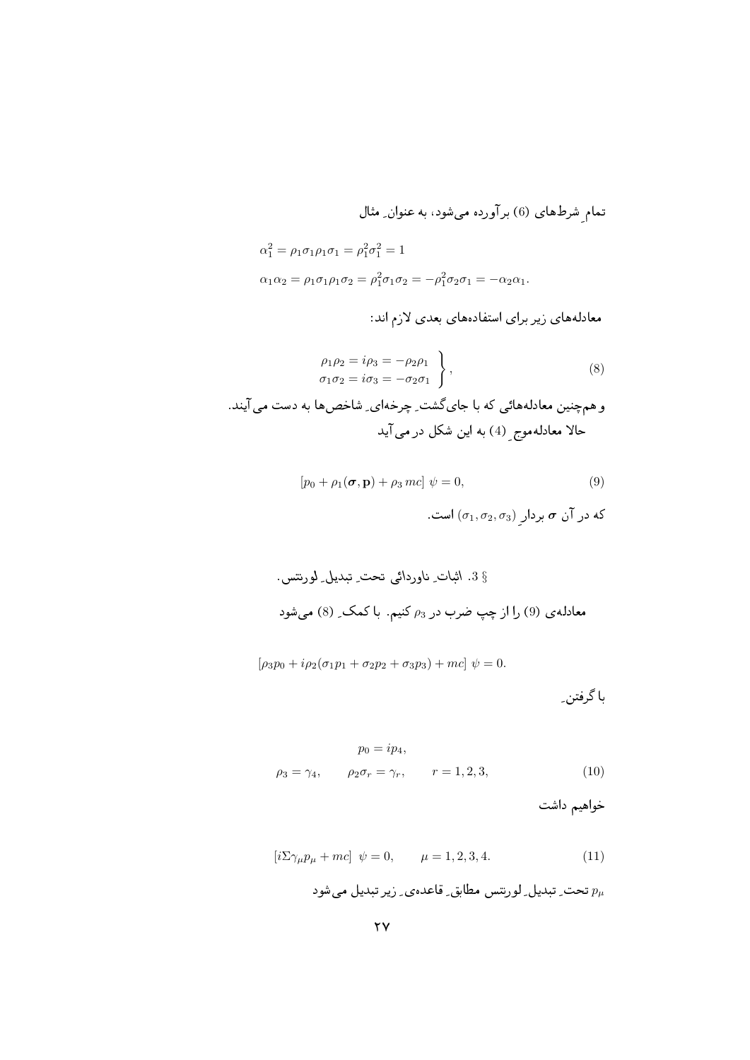تمامِ شرط‌های (6) برآورده می‌شود، به عنوانِ مثال

$$\alpha_1^2 = \rho_1\sigma_1\rho_1\sigma_1 = \rho_1^2\sigma_1^2 = 1$$

$$\alpha_1\alpha_2 = \rho_1\sigma_1\rho_1\sigma_2 = \rho_1^2\sigma_1\sigma_2 = -\rho_1^2\sigma_2\sigma_1 = -\alpha_2\alpha_1.$$

معادله‌های زیر برای استفاده‌های بعدی لازم اند:

$$\left.\begin{array}{c} \rho_1\rho_2 = i\rho_3 = -\rho_2\rho_1 \\ \sigma_1\sigma_2 = i\sigma_3 = -\sigma_2\sigma_1 \end{array}\right\}, \tag{8}$$

و هم‌چنین معادله‌هائی که با جای‌گشتِ چرخه‌ایِ شاخص‌ها به دست می‌آیند.

حالا معادله‌موجِ (4) به این شکل در می‌آید

$$[p_0 + \rho_1(\boldsymbol{\sigma}, \mathbf{p}) + \rho_3\, mc]\ \psi = 0, \tag{9}$$

که در آن $\boldsymbol{\sigma}$ بردارِ $(\sigma_1, \sigma_2, \sigma_3)$ است.

§ 3. اثباتِ ناوردائی تحتِ تبدیلِ لورنتس.

معادله‌ی (9) را از چپ ضرب در $\rho_3$ کنیم. با کمکِ (8) می‌شود

$$[\rho_3 p_0 + i\rho_2(\sigma_1 p_1 + \sigma_2 p_2 + \sigma_3 p_3) + mc]\ \psi = 0.$$

با گرفتنِ

$$p_0 = ip_4,$$

$$\rho_3 = \gamma_4, \qquad \rho_2\sigma_r = \gamma_r, \qquad r = 1, 2, 3, \tag{10}$$

خواهیم داشت

$$[i\Sigma\gamma_\mu p_\mu + mc]\ \psi = 0, \qquad \mu = 1, 2, 3, 4. \tag{11}$$

$p_\mu$ تحتِ تبدیلِ لورنتس مطابقِ قاعده‌یِ زیر تبدیل می‌شود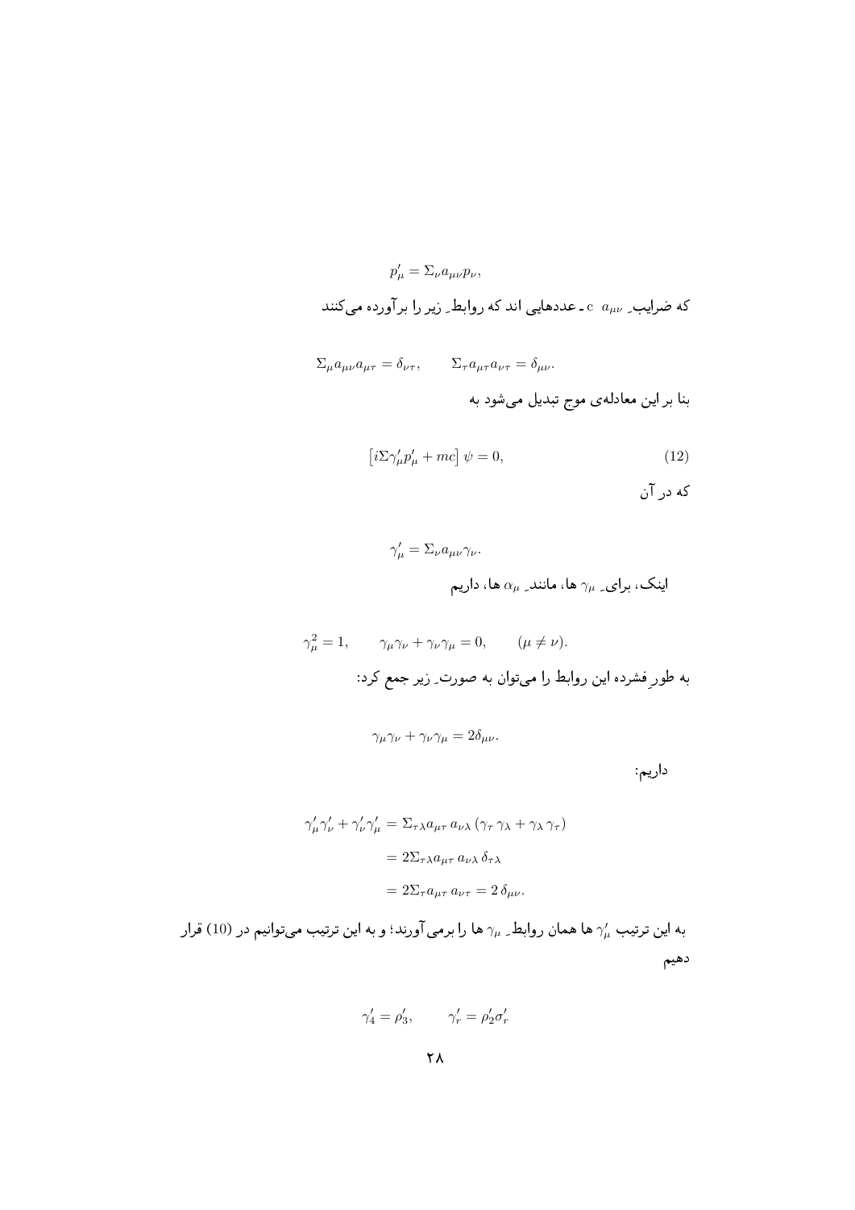$$p'_\mu = \Sigma_\nu a_{\mu\nu} p_\nu,$$

که ضرایبِ $a_{\mu\nu}$ c ـ عددهایی اند که روابطِ زیر را برآورده می‌کنند

$$\Sigma_\mu a_{\mu\nu} a_{\mu\tau} = \delta_{\nu\tau}, \qquad \Sigma_\tau a_{\mu\tau} a_{\nu\tau} = \delta_{\mu\nu}.$$

بنا بر این معادله‌ی موج تبدیل می‌شود به

$$\left[i\Sigma\gamma'_\mu p'_\mu + mc\right]\psi = 0, \tag{12}$$

که در آن

$$\gamma'_\mu = \Sigma_\nu a_{\mu\nu}\gamma_\nu.$$

اینک، برایِ $\gamma_\mu$ ها، مانندِ $\alpha_\mu$ ها، داریم

$$\gamma_\mu^2 = 1, \qquad \gamma_\mu\gamma_\nu + \gamma_\nu\gamma_\mu = 0, \qquad (\mu \neq \nu).$$

به طورِ فشرده این روابط را می‌توان به صورتِ زیر جمع کرد:

$$\gamma_\mu\gamma_\nu + \gamma_\nu\gamma_\mu = 2\delta_{\mu\nu}.$$

داریم:

$$\begin{aligned}
\gamma'_\mu\gamma'_\nu + \gamma'_\nu\gamma'_\mu &= \Sigma_{\tau\lambda} a_{\mu\tau}\, a_{\nu\lambda}\left(\gamma_\tau\,\gamma_\lambda + \gamma_\lambda\,\gamma_\tau\right) \\
&= 2\Sigma_{\tau\lambda} a_{\mu\tau}\, a_{\nu\lambda}\,\delta_{\tau\lambda} \\
&= 2\Sigma_\tau a_{\mu\tau}\, a_{\nu\tau} = 2\,\delta_{\mu\nu}.
\end{aligned}$$

به این ترتیب $\gamma'_\mu$ ها همان روابطِ $\gamma_\mu$ ها را برمی‌آورند؛ و به این ترتیب می‌توانیم در (10) قرار دهیم

$$\gamma'_4 = \rho'_3, \qquad \gamma'_r = \rho'_2\sigma'_r$$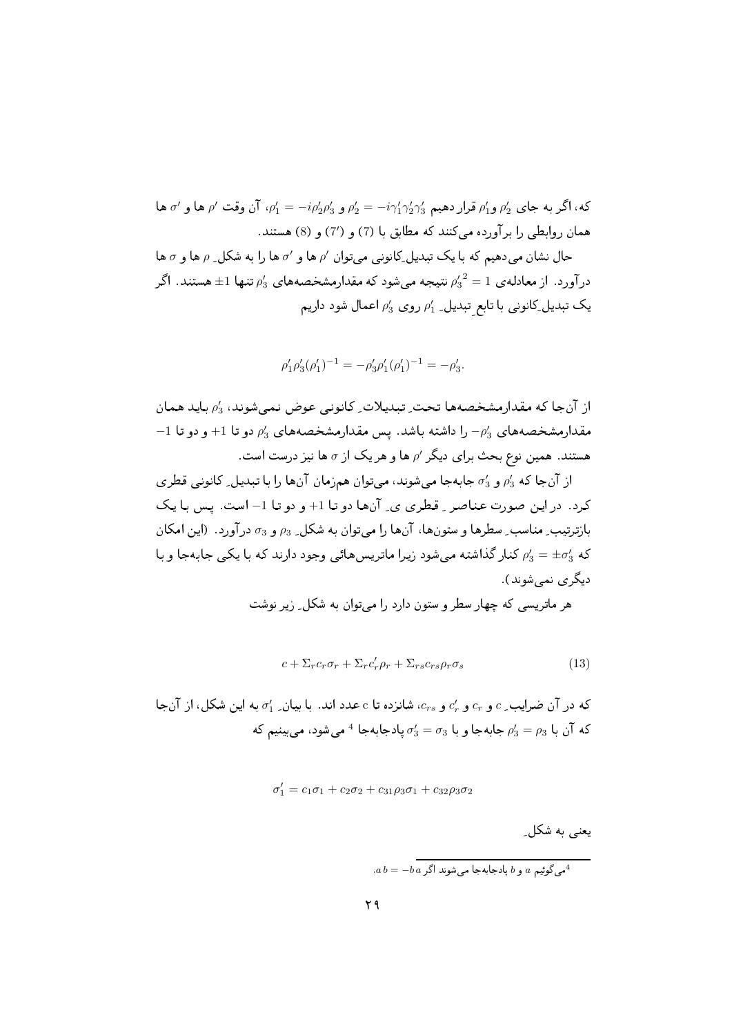که، اگر به جای $\rho'_2$ و $\rho'_1$ قرار دهیم $\rho'_2 = -i\gamma'_1\gamma'_2\gamma'_3$ و $\rho'_1 = -i\rho'_2\rho'_3$، آن وقت $\rho'$ ها و $\sigma'$ ها همان روابطی را برآورده می‌کنند که مطابق با (7) و ('7) و (8) هستند.

حال نشان می‌دهیم که با یک تبدیلِ‌کانونی می‌توان $\rho'$ ها و $\sigma'$ ها را به شکلِ $\rho$ ها و $\sigma$ ها درآورد. از معادله‌ی $\rho_3'^2 = 1$ نتیجه می‌شود که مقدارمشخصه‌های $\rho'_3$ تنها $\pm 1$ هستند. اگر یک تبدیلِ‌کانونی با تابعِ تبدیلِ $\rho'_1$ روی $\rho'_3$ اعمال شود داریم

$$\rho'_1\rho'_3(\rho'_1)^{-1} = -\rho'_3\rho'_1(\rho'_1)^{-1} = -\rho'_3.$$

از آن‌جا که مقدارمشخصه‌ها تحتِ تبدیلاتِ کانونی عوض نمی‌شوند، $\rho'_3$ باید همان مقدارمشخصه‌های $-\rho'_3$ را داشته باشد. پس مقدارمشخصه‌های $\rho'_3$ دو تا $+1$ و دو تا $-1$ هستند. همین نوع بحث برای دیگر $\rho'$ ها و هر یک از $\sigma$ ها نیز درست است.

از آن‌جا که $\rho'_3$ و $\sigma'_3$ جابه‌جا می‌شوند، می‌توان هم‌زمان آن‌ها را با تبدیلِ کانونی قطری کرد. در این صورت عناصرِ قطریِ آن‌ها دو تا $+1$ و دو تا $-1$ است. پس با یک بازترتیبِ مناسبِ سطرها و ستون‌ها، آن‌ها را می‌توان به شکلِ $\rho_3$ و $\sigma_3$ درآورد. (این امکان که $\rho'_3 = \pm\sigma'_3$ کنار گذاشته می‌شود زیرا ماتریس‌هائی وجود دارند که با یکی جابه‌جا و با دیگری نمی‌شوند).

هر ماتریسی که چهار سطر و ستون دارد را می‌توان به شکلِ زیر نوشت

$$c + \Sigma_r c_r\sigma_r + \Sigma_r c'_r\rho_r + \Sigma_{rs} c_{rs}\rho_r\sigma_s \tag{13}$$

که در آن ضرایبِ $c$ و $c_r$ و $c'_r$ و $c_{rs}$، شانزده تا c عدد اند. با بیانِ $\sigma'_1$ به این شکل، از آن‌جا که آن با $\rho'_3 = \rho_3$ جابه‌جا و با $\sigma'_3 = \sigma_3$ پادجابه‌جا [4] می‌شود، می‌بینیم که

$$\sigma'_1 = c_1\sigma_1 + c_2\sigma_2 + c_{31}\rho_3\sigma_1 + c_{32}\rho_3\sigma_2$$

یعنی به شکلِ

---

[4] می‌گوئیم $a$ و $b$ پادجابه‌جا می‌شوند اگر $ab = -ba$.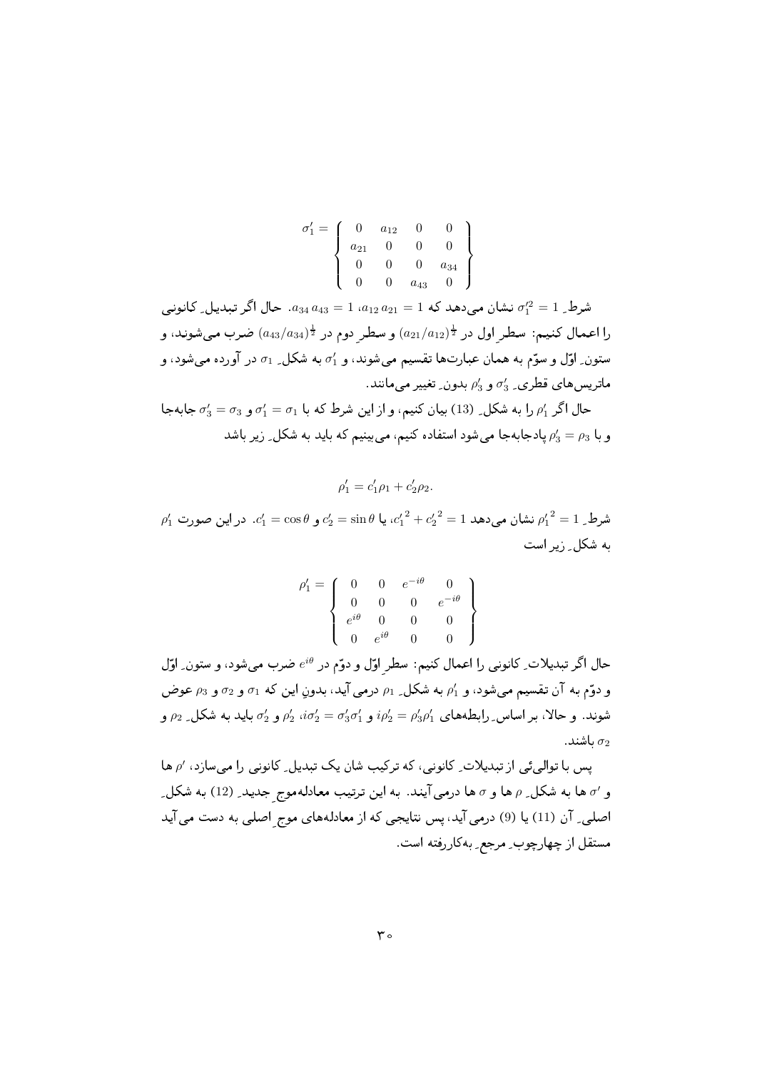$$\sigma_1' = \left\{ \begin{array}{cccc} 0 & a_{12} & 0 & 0 \\ a_{21} & 0 & 0 & 0 \\ 0 & 0 & 0 & a_{34} \\ 0 & 0 & a_{43} & 0 \end{array} \right\}$$

شرطِ $\sigma_1'^2 = 1$ نشان می‌دهد که $a_{12}\, a_{21} = 1$ ،$a_{34}\, a_{43} = 1$. حال اگر تبدیلِ کانونی را اعمال کنیم: سطرِ اول در $(a_{21}/a_{12})^{\frac{1}{2}}$ و سطرِ دوم در $(a_{43}/a_{34})^{\frac{1}{2}}$ ضرب می‌شوند، و ستونِ اوّل و سوّم به همان عبارت‌ها تقسیم می‌شوند، و $\sigma_1'$ به شکلِ $\sigma_1$ در آورده می‌شود، و ماتریس‌های قطریِ $\sigma_3'$ و $\rho_3'$ بدونِ تغییر می‌مانند.

حال اگر $\rho_1'$ را به شکلِ (13) بیان کنیم، و از این شرط که با $\sigma_1' = \sigma_1$ و $\sigma_3' = \sigma_3$ جابه‌جا و با $\rho_3' = \rho_3$ پادجابه‌جا می‌شود استفاده کنیم، می‌بینیم که باید به شکلِ زیر باشد

$$\rho_1' = c_1' \rho_1 + c_2' \rho_2.$$

شرطِ $\rho_1'^2 = 1$ نشان می‌دهد $c_1'^2 + c_2'^2 = 1$، یا $c_1' = \cos\theta$ و $c_2' = \sin\theta$. در این صورت $\rho_1'$ به شکلِ زیر است

$$\rho_1' = \left\{ \begin{array}{cccc} 0 & 0 & e^{-i\theta} & 0 \\ 0 & 0 & 0 & e^{-i\theta} \\ e^{i\theta} & 0 & 0 & 0 \\ 0 & e^{i\theta} & 0 & 0 \end{array} \right\}$$

حال اگر تبدیلاتِ کانونی را اعمال کنیم: سطرِ اوّل و دوّم در $e^{i\theta}$ ضرب می‌شود، و ستونِ اوّل و دوّم به آن تقسیم می‌شود، و $\rho_1'$ به شکلِ $\rho_1$ درمی‌آید، بدونِ این که $\sigma_1$ و $\sigma_2$ و $\rho_3$ عوض شوند. و حالا، بر اساسِ رابطه‌های $i\rho_2' = \rho_3' \rho_1'$ و $i\sigma_2' = \sigma_3' \sigma_1'$، $\rho_2'$ و $\sigma_2'$ باید به شکلِ $\rho_2$ و $\sigma_2$ باشند.

پس با توالی‌ئی از تبدیلاتِ کانونی، که ترکیب شان یک تبدیلِ کانونی را می‌سازد، $\rho'$ ها و $\sigma'$ ها به شکلِ $\rho$ ها و $\sigma$ ها درمی‌آیند. به این ترتیب معادله‌موجِ جدیدِ (12) به شکلِ اصلیِ آن (11) یا (9) درمی‌آید، پس نتایجی که از معادله‌های موجِ اصلی به دست می‌آید مستقل از چهارچوبِ مرجعِ به‌کاررفته است.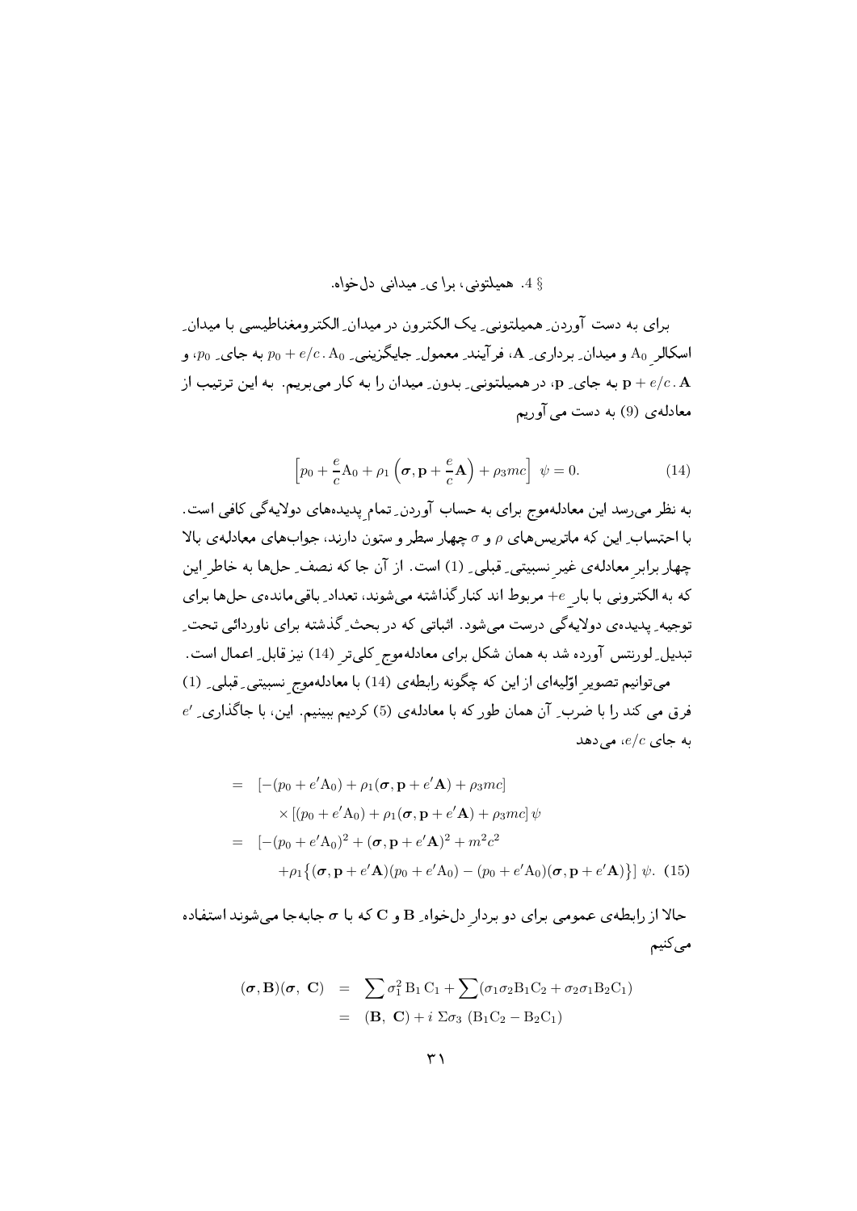## § 4. همیلتونی، برای ِ میدانی دل‌خواه.

برای به دست آوردن ِ همیلتونی ِ یک الکترون در میدان ِ الکترومغناطیسی با میدان ِ اسکالر $A_0$ و میدان ِ برداری ِ $\mathbf{A}$، فرآیند ِ معمول ِ جایگزینی ِ $p_0 + e/c \, . \, A_0$ به جای ِ $p_0$، و $\mathbf{p} + e/c \, . \, \mathbf{A}$ به جای ِ $\mathbf{p}$، در همیلتونی ِ بدون ِ میدان را به کار می‌بریم. به این ترتیب از معادله‌ی (9) به دست می آوریم

$$\left[p_0 + \frac{e}{c} A_0 + \rho_1 \left(\boldsymbol{\sigma}, \mathbf{p} + \frac{e}{c} \mathbf{A}\right) + \rho_3 mc\right] \ \psi = 0. \tag{14}$$

به نظر می‌رسد این معادله‌موج برای به حساب آوردن ِ تمام ِ پدیده‌های دولایه‌گی کافی است. با احتساب ِ این که ماتریس‌های $\rho$ و $\sigma$ چهار سطر و ستون دارند، جواب‌های معادله‌ی بالا چهار برابر ِ معادله‌ی غیر نسبیتی ِ قبلی ِ (1) است. از آن جا که نصف ِ حل‌ها به خاطر ِ این که به الکترونی با بار ِ $+e$ مربوط اند کنار گذاشته می‌شوند، تعداد ِ باقی‌مانده‌ی حل‌ها برای توجیه ِ پدیده‌ی دولایه‌گی درست می‌شود. اثباتی که در بحث ِ گذشته برای ناوردائی تحت ِ تبدیل ِ لورنتس آورده شد به همان شکل برای معادله‌موج ِ کلی‌تر (14) نیز قابل ِ اعمال است.

می‌توانیم تصویر ِ اوّلیه‌ای از این که چگونه رابطه‌ی (14) با معادله‌موج ِ نسبیتی ِ قبلی ِ (1) فرق می کند را با ضرب ِ آن همان طور که با معادله‌ی (5) کردیم ببینیم. این، با جاگذاری ِ $e'$ به جای $e/c$، می‌دهد

$$\begin{aligned}
&= \ [-(p_0 + e'A_0) + \rho_1(\boldsymbol{\sigma}, \mathbf{p} + e'\mathbf{A}) + \rho_3 mc] \\
&\qquad \times [(p_0 + e'A_0) + \rho_1(\boldsymbol{\sigma}, \mathbf{p} + e'\mathbf{A}) + \rho_3 mc] \, \psi \\
&= \ [-(p_0 + e'A_0)^2 + (\boldsymbol{\sigma}, \mathbf{p} + e'\mathbf{A})^2 + m^2c^2 \\
&\qquad + \rho_1\{(\boldsymbol{\sigma}, \mathbf{p} + e'\mathbf{A})(p_0 + e'A_0) - (p_0 + e'A_0)(\boldsymbol{\sigma}, \mathbf{p} + e'\mathbf{A})\}] \ \psi. \quad (15)
\end{aligned}$$

حالا از رابطه‌ی عمومی برای دو بردار ِ دل‌خواه ِ $\mathbf{B}$ و $\mathbf{C}$ که با $\boldsymbol{\sigma}$ جابه‌جا می‌شوند استفاده می‌کنیم

$$\begin{aligned}
(\boldsymbol{\sigma}, \mathbf{B})(\boldsymbol{\sigma}, \ \mathbf{C}) \ &= \ \sum \sigma_1^2 \, B_1 \, C_1 + \sum (\sigma_1 \sigma_2 B_1 C_2 + \sigma_2 \sigma_1 B_2 C_1) \\
&= \ (\mathbf{B}, \ \mathbf{C}) + i \ \Sigma \sigma_3 \ (B_1 C_2 - B_2 C_1)
\end{aligned}$$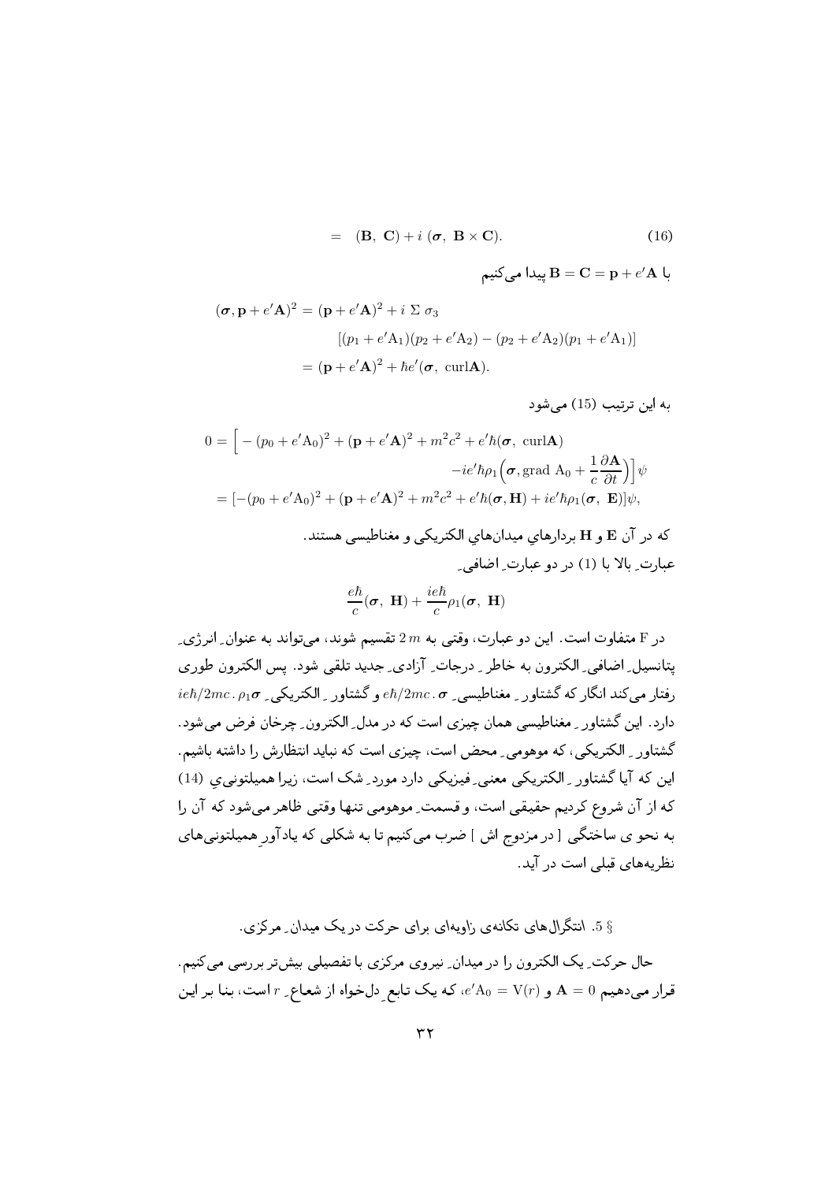$$= \ (\mathbf{B},\ \mathbf{C}) + i\ (\boldsymbol{\sigma},\ \mathbf{B}\times\mathbf{C}). \qquad (16)$$

با $\mathbf{B}=\mathbf{C}=\mathbf{p}+e'\mathbf{A}$ پیدا می‌کنیم

$$\begin{aligned}
(\boldsymbol{\sigma},\mathbf{p}+e'\mathbf{A})^2 &= (\mathbf{p}+e'\mathbf{A})^2 + i\ \Sigma\ \sigma_3 \\
&\qquad [(p_1+e'\mathrm{A}_1)(p_2+e'\mathrm{A}_2)-(p_2+e'\mathrm{A}_2)(p_1+e'\mathrm{A}_1)] \\
&= (\mathbf{p}+e'\mathbf{A})^2 + \hbar e'(\boldsymbol{\sigma},\ \mathrm{curl}\mathbf{A}).
\end{aligned}$$

به این ترتیب (15) می‌شود

$$\begin{aligned}
0 &= \Big[-(p_0+e'\mathrm{A}_0)^2 + (\mathbf{p}+e'\mathbf{A})^2 + m^2c^2 + e'\hbar(\boldsymbol{\sigma},\ \mathrm{curl}\mathbf{A}) \\
&\qquad\qquad -ie'\hbar\rho_1\Big(\boldsymbol{\sigma},\mathrm{grad}\ \mathrm{A}_0 + \frac{1}{c}\frac{\partial\mathbf{A}}{\partial t}\Big)\Big]\psi \\
&= [-(p_0+e'\mathrm{A}_0)^2 + (\mathbf{p}+e'\mathbf{A})^2 + m^2c^2 + e'\hbar(\boldsymbol{\sigma},\mathbf{H}) + ie'\hbar\rho_1(\boldsymbol{\sigma},\ \mathbf{E})]\psi,
\end{aligned}$$

که در آن $\mathbf{E}$ و $\mathbf{H}$ بردارهاي میدان‌هاي الکتریکی و مغناطیسی هستند.

عبارت ِ بالا با (1) در دو عبارت ِ اضافی ِ

$$\frac{e\hbar}{c}(\boldsymbol{\sigma},\ \mathbf{H}) + \frac{ie\hbar}{c}\rho_1(\boldsymbol{\sigma},\ \mathbf{H})$$

در F متفاوت است. این دو عبارت، وقتی به $2m$ تقسیم شوند، می‌تواند به عنوان ِ انرژی ِ پتانسیل ِ اضافی ِ الکترون به خاطر ِ درجات ِ آزادی ِ جدید تلقی شود. پس الکترون طوری رفتار می‌کند انگار که گشتاور ِ مغناطیسی ِ $e\hbar/2mc\,.\,\boldsymbol{\sigma}$ و گشتاور ِ الکتریکی ِ $ie\hbar/2mc\,.\,\rho_1\boldsymbol{\sigma}$ دارد. این گشتاور ِ مغناطیسی همان چیزی است که در مدل ِ الکترون ِ چرخان فرض می‌شود. گشتاور ِ الکتریکی، که موهومی ِ محض است، چیزی است که نباید انتظارش را داشته باشیم. این که آیا گشتاور ِ الکتریکی معنی ِ فیزیکی دارد مورد ِ شک است، زیرا همیلتونی ِ (14) که از آن شروع کردیم حقیقی است، و قسمت ِ موهومی تنها وقتی ظاهر می‌شود که آن را به نحو ی ساختگی [ در مزدوج اش ] ضرب می‌کنیم تا به شکلی که یادآور ِ همیلتونی‌های نظریه‌های قبلی است در آید.

## § 5. انتگرال‌های تکانه‌ی زاویه‌ای برای حرکت در یک میدان ِ مرکزی.

حال حرکت ِ یک الکترون را در میدان ِ نیروی مرکزی با تفصیلی بیش‌تر بررسی می‌کنیم. قرار می‌دهیم $\mathbf{A}=0$ و $e'\mathrm{A}_0=\mathrm{V}(r)$، که یک تابع ِ دل‌خواه از شعاع ِ $r$ است، بنا بر این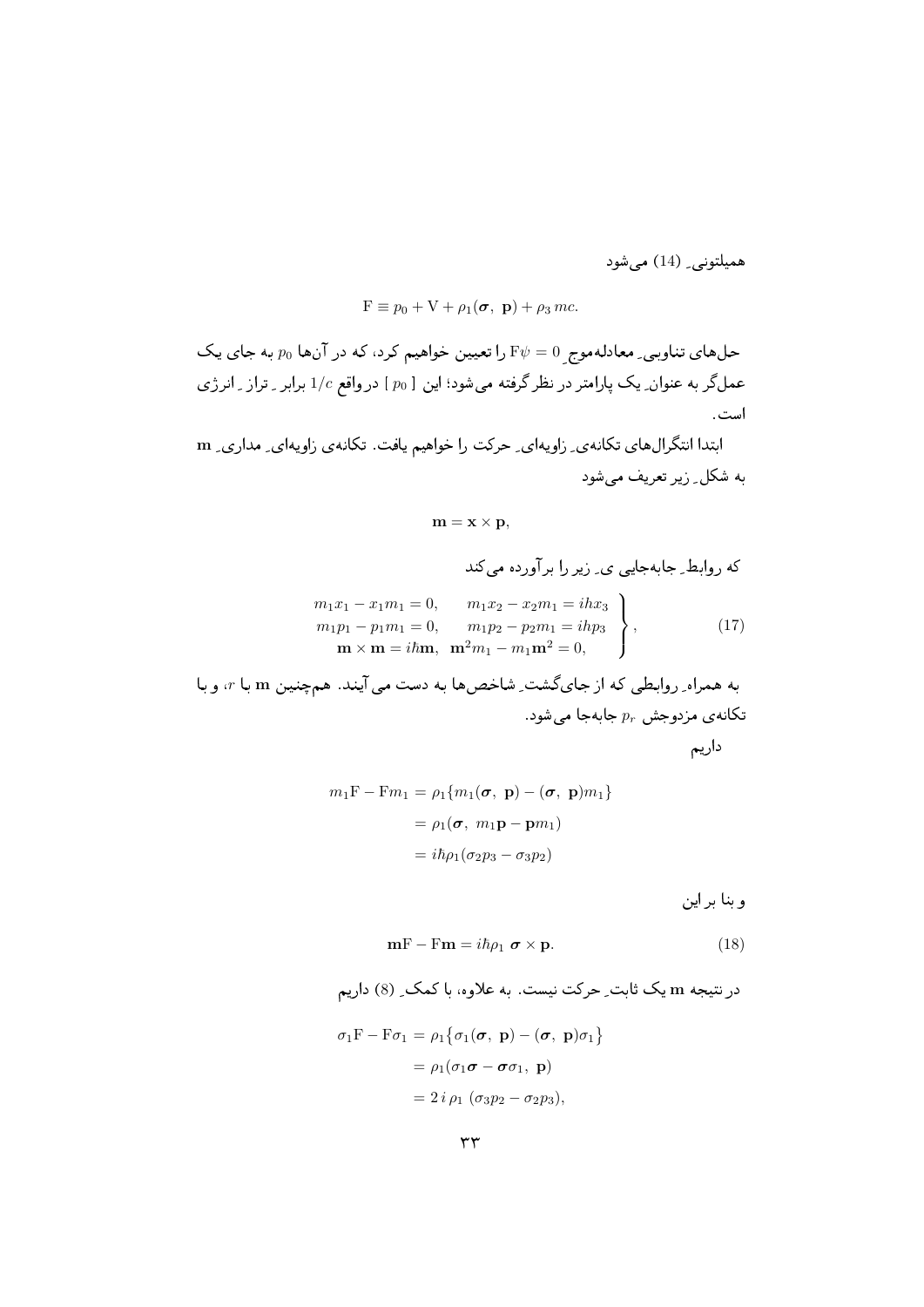همیلتونیِ (14) می‌شود

$$\mathrm{F} \equiv p_0 + \mathrm{V} + \rho_1(\boldsymbol{\sigma},\ \mathbf{p}) + \rho_3\, mc.$$

حل‌های تناوبیِ معادله‌موجِ $\mathrm{F}\psi = 0$ را تعیین خواهیم کرد، که در آن‌ها $p_0$ به جای یک عملگر به عنوانِ یک پارامتر در نظر گرفته می‌شود؛ این [ $p_0$ ] در واقع $1/c$ برابرِ ترازِ انرژی است.

ابتدا انتگرال‌های تکانه‌یِ زاویه‌ایِ حرکت را خواهیم یافت. تکانه‌ی زاویه‌ایِ مداریِ $\mathbf{m}$ به شکلِ زیر تعریف می‌شود

$$\mathbf{m} = \mathbf{x} \times \mathbf{p},$$

که روابطِ جابه‌جایی یِ زیر را برآورده می‌کند

$$\left.\begin{array}{ll} m_1x_1 - x_1m_1 = 0, & m_1x_2 - x_2m_1 = ihx_3 \\ m_1p_1 - p_1m_1 = 0, & m_1p_2 - p_2m_1 = ihp_3 \\ \mathbf{m} \times \mathbf{m} = i\hbar\mathbf{m}, & \mathbf{m}^2m_1 - m_1\mathbf{m}^2 = 0, \end{array}\right\}, \tag{17}$$

به همراهِ روابطی که از جای‌گشتِ شاخص‌ها به دست می‌آیند. هم‌چنین $\mathbf{m}$ با $r$، و با تکانه‌ی مزدوجش $p_r$ جابه‌جا می‌شود.

داریم

$$\begin{aligned} m_1\mathrm{F} - \mathrm{F}m_1 &= \rho_1\{m_1(\boldsymbol{\sigma},\ \mathbf{p}) - (\boldsymbol{\sigma},\ \mathbf{p})m_1\} \\ &= \rho_1(\boldsymbol{\sigma},\ m_1\mathbf{p} - \mathbf{p}m_1) \\ &= i\hbar\rho_1(\sigma_2p_3 - \sigma_3p_2) \end{aligned}$$

و بنا بر این

$$\mathbf{m}\mathrm{F} - \mathrm{F}\mathbf{m} = i\hbar\rho_1\ \boldsymbol{\sigma} \times \mathbf{p}. \tag{18}$$

در نتیجه $\mathbf{m}$ یک ثابتِ حرکت نیست. به علاوه، با کمکِ (8) داریم

$$\begin{aligned} \sigma_1\mathrm{F} - \mathrm{F}\sigma_1 &= \rho_1\{\sigma_1(\boldsymbol{\sigma},\ \mathbf{p}) - (\boldsymbol{\sigma},\ \mathbf{p})\sigma_1\} \\ &= \rho_1(\sigma_1\boldsymbol{\sigma} - \boldsymbol{\sigma}\sigma_1,\ \mathbf{p}) \\ &= 2\,i\,\rho_1\ (\sigma_3p_2 - \sigma_2p_3), \end{aligned}$$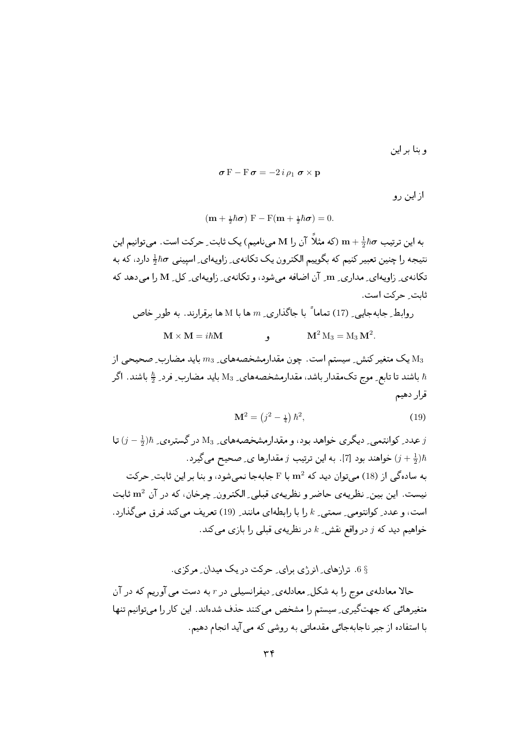و بنا بر این

$$\boldsymbol{\sigma}\,\mathrm{F} - \mathrm{F}\,\boldsymbol{\sigma} = -2\,i\,\rho_1\;\boldsymbol{\sigma}\times\mathbf{p}$$

از این رو

$$(\mathbf{m} + \tfrac{1}{2}\hbar\boldsymbol{\sigma})\;\mathrm{F} - \mathrm{F}(\mathbf{m} + \tfrac{1}{2}\hbar\boldsymbol{\sigma}) = 0.$$

به این ترتیب $\mathbf{m} + \frac{1}{2}\hbar\boldsymbol{\sigma}$ (که مثلاً آن را $\mathbf{M}$ می‌نامیم) یک ثابتِ حرکت است. می‌توانیم این نتیجه را چنین تعبیر کنیم که بگوییم الکترون یک تکانه‌یِ زاویه‌ایِ اسپینی $\frac{1}{2}\hbar\boldsymbol{\sigma}$ دارد، که به تکانه‌یِ زاویه‌ایِ مداریِ $\mathbf{m}$ِ آن اضافه می‌شود، و تکانه‌یِ زاویه‌ایِ کلِ $\mathbf{M}$ را می‌دهد که ثابتِ حرکت است.

روابطِ جابه‌جاییِ (17) تماماً با جاگذاریِ $m$ ها با $\mathrm{M}$ ها برقرارند. به طورِ خاص

$$\mathbf{M}\times\mathbf{M} = i\hbar\mathbf{M} \qquad \text{و} \qquad \mathbf{M}^2\,\mathrm{M}_3 = \mathrm{M}_3\,\mathbf{M}^2.$$

$\mathrm{M}_3$ یک متغیر کنشِ سیستم است. چون مقدارمشخصه‌هایِ $m_3$ باید مضاربِ صحیحی از $\hbar$ باشند تا تابعِ موج تک‌مقدار باشد، مقدارمشخصه‌هایِ $\mathrm{M}_3$ باید مضاربِ فردِ $\frac{\hbar}{2}$ باشند. اگر قرار دهیم

$$\mathbf{M}^2 = \left(j^2 - \tfrac{1}{4}\right)\hbar^2, \tag{19}$$

$j$ عددِ کوانتمیِ دیگری خواهد بود، و مقدارمشخصه‌هایِ $\mathrm{M}_3$ در گستره‌یِ $(j-\frac{1}{2})\hbar$ تا $(j+\frac{1}{2})\hbar$ خواهند بود [7]. به این ترتیب $j$ مقدارها یِ صحیح می‌گیرد.

به سادگی از (18) می‌توان دید که $\mathbf{m}^2$ با $\mathrm{F}$ جابه‌جا نمی‌شود، و بنا بر این ثابتِ حرکت نیست. این بینِ نظریه‌ی حاضر و نظریه‌ی قبلیِ الکترونِ چرخان، که در آن $\mathbf{m}^2$ ثابت است، و عددِ کوانتومیِ سمتیِ $k$ را با رابطه‌ای مانندِ (19) تعریف می‌کند فرق می‌گذارد. خواهیم دید که $j$ در واقع نقشِ $k$ در نظریه‌ی قبلی را بازی می‌کند.

## § 6. ترازهایِ انرژی برایِ حرکت در یک میدانِ مرکزی.

حالا معادله‌ی موج را به شکلِ معادله‌یِ دیفرانسیلی در $r$ به دست می آوریم که در آن متغیرهائی که جهت‌گیریِ سیستم را مشخص می‌کنند حذف شده‌اند. این کار را می‌توانیم تنها با استفاده از جبر ناجابه‌جائی مقدماتی به روشی که می آید انجام دهیم.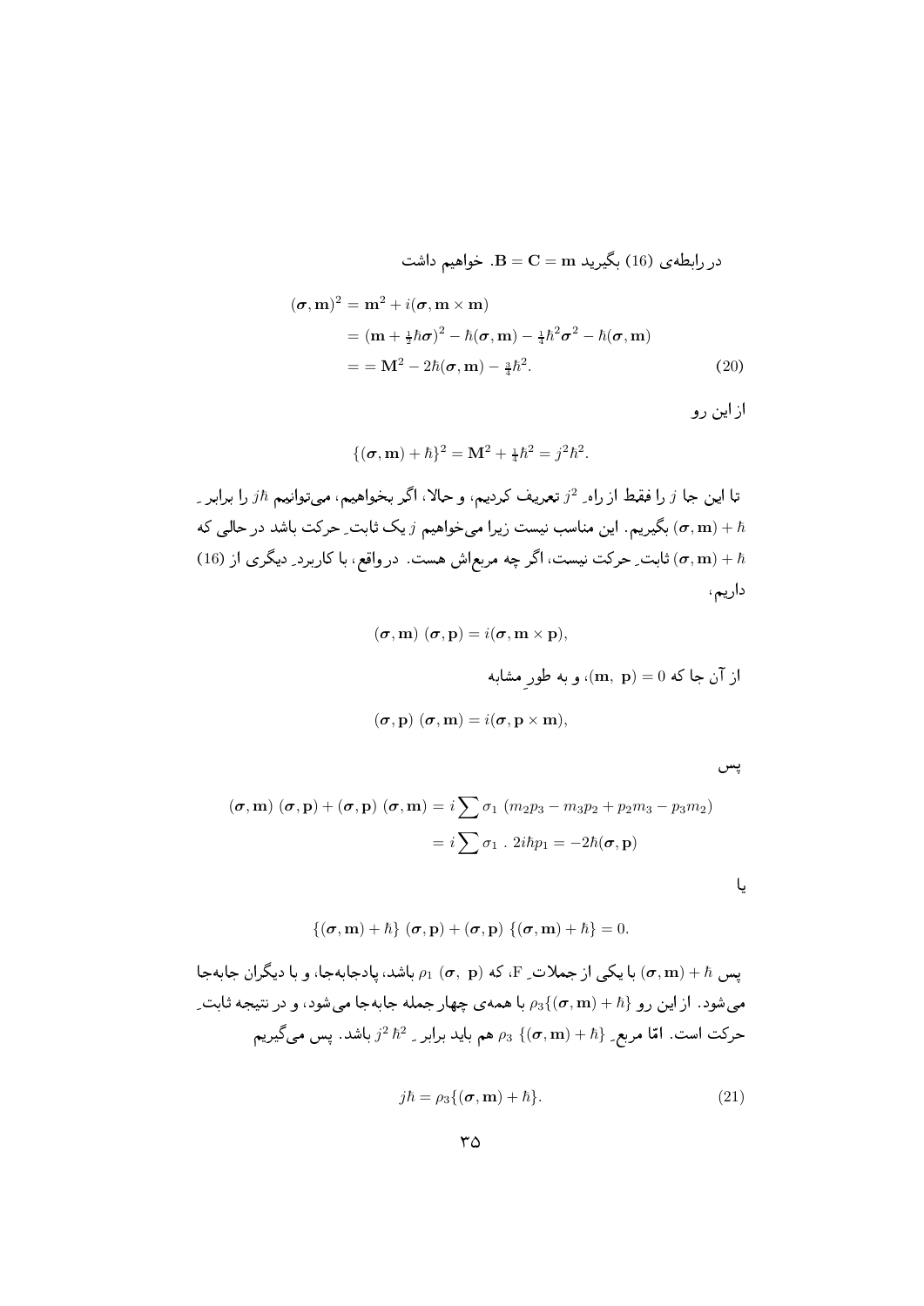در رابطه‌ی (16) بگیرید $\mathbf{B} = \mathbf{C} = \mathbf{m}$. خواهیم داشت

$$
\begin{aligned}
(\boldsymbol{\sigma}, \mathbf{m})^2 &= \mathbf{m}^2 + i(\boldsymbol{\sigma}, \mathbf{m} \times \mathbf{m}) \\
&= (\mathbf{m} + \tfrac{1}{2}\hbar\boldsymbol{\sigma})^2 - \hbar(\boldsymbol{\sigma}, \mathbf{m}) - \tfrac{1}{4}\hbar^2\boldsymbol{\sigma}^2 - \hbar(\boldsymbol{\sigma}, \mathbf{m}) \\
&= = \mathbf{M}^2 - 2\hbar(\boldsymbol{\sigma}, \mathbf{m}) - \tfrac{3}{4}\hbar^2.
\end{aligned} \tag{20}
$$

از این رو

$$\{(\boldsymbol{\sigma}, \mathbf{m}) + \hbar\}^2 = \mathbf{M}^2 + \tfrac{1}{4}\hbar^2 = j^2\hbar^2.$$

تا این جا $j$ را فقط از راهِ $j^2$ تعریف کردیم، و حالا، اگر بخواهیم، می‌توانیم $j\hbar$ را برابرِ $(\boldsymbol{\sigma}, \mathbf{m}) + \hbar$ بگیریم. این مناسب نیست زیرا می‌خواهیم $j$ یک ثابتِ حرکت باشد در حالی که $(\boldsymbol{\sigma}, \mathbf{m}) + \hbar$ ثابتِ حرکت نیست، اگر چه مربع‌اش هست. درواقع، با کاربردِ دیگری از (16) داریم،

$$(\boldsymbol{\sigma}, \mathbf{m})\ (\boldsymbol{\sigma}, \mathbf{p}) = i(\boldsymbol{\sigma}, \mathbf{m} \times \mathbf{p}),$$

از آن جا که $(\mathbf{m},\ \mathbf{p}) = 0$، و به طورِ مشابه

$$(\boldsymbol{\sigma}, \mathbf{p})\ (\boldsymbol{\sigma}, \mathbf{m}) = i(\boldsymbol{\sigma}, \mathbf{p} \times \mathbf{m}),$$

پس

$$
\begin{aligned}
(\boldsymbol{\sigma}, \mathbf{m})\ (\boldsymbol{\sigma}, \mathbf{p}) + (\boldsymbol{\sigma}, \mathbf{p})\ (\boldsymbol{\sigma}, \mathbf{m}) &= i \sum \sigma_1\ (m_2p_3 - m_3p_2 + p_2m_3 - p_3m_2) \\
&= i \sum \sigma_1\ .\ 2i\hbar p_1 = -2\hbar(\boldsymbol{\sigma}, \mathbf{p})
\end{aligned}
$$

یا

$$\{(\boldsymbol{\sigma}, \mathbf{m}) + \hbar\}\ (\boldsymbol{\sigma}, \mathbf{p}) + (\boldsymbol{\sigma}, \mathbf{p})\ \{(\boldsymbol{\sigma}, \mathbf{m}) + \hbar\} = 0.$$

پس $(\boldsymbol{\sigma}, \mathbf{m}) + \hbar$ با یکی از جملاتِ F، که $\rho_1\ (\boldsymbol{\sigma},\ \mathbf{p})$ باشد، پادجابه‌جا، و با دیگران جابه‌جا می‌شود. از این رو $\rho_3\{(\boldsymbol{\sigma}, \mathbf{m}) + \hbar\}$ با همه‌ی چهار جمله جابه‌جا می‌شود، و در نتیجه ثابتِ حرکت است. امّا مربعِ $\rho_3\ \{(\boldsymbol{\sigma}, \mathbf{m}) + \hbar\}$ هم باید برابرِ $j^2\,\hbar^2$ باشد. پس می‌گیریم

$$j\hbar = \rho_3\{(\boldsymbol{\sigma}, \mathbf{m}) + \hbar\}. \tag{21}$$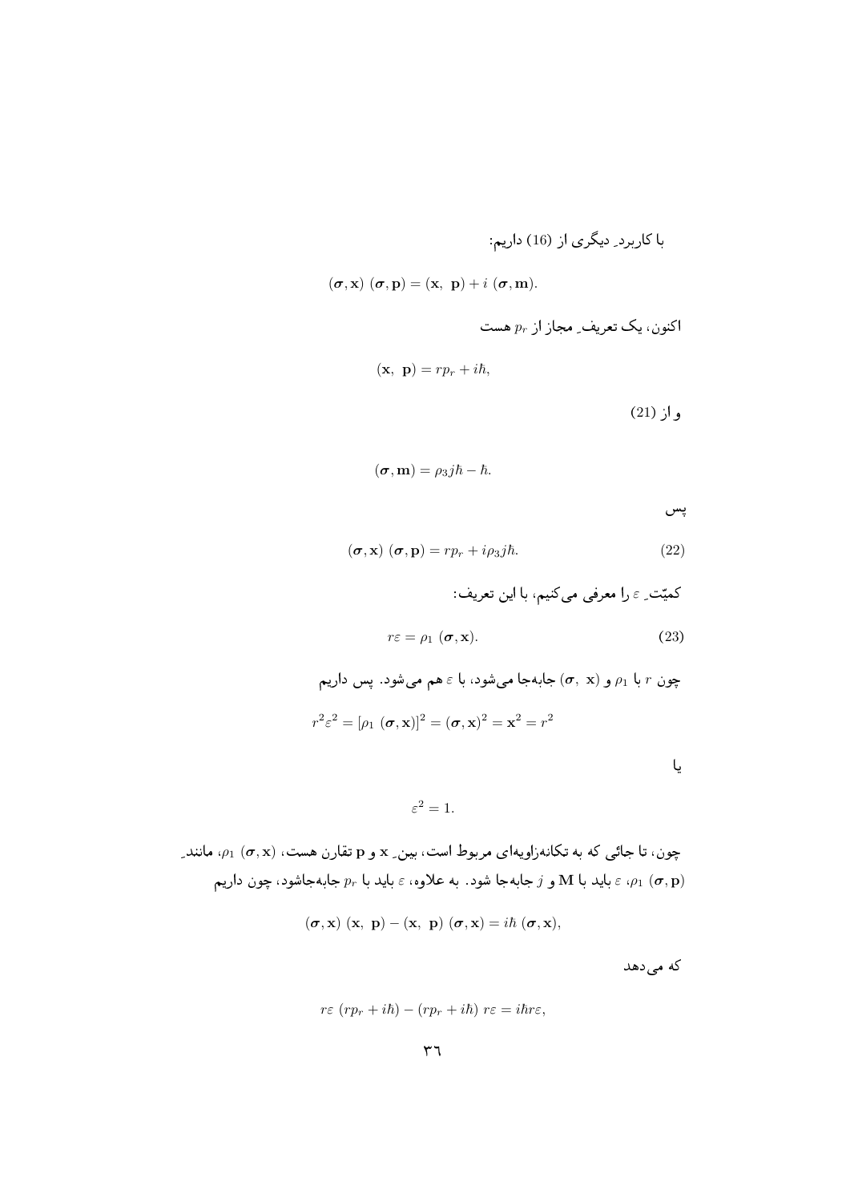با کاربردِ دیگری از (16) داریم:

$$(\boldsymbol{\sigma}, \mathbf{x})\ (\boldsymbol{\sigma}, \mathbf{p}) = (\mathbf{x},\ \mathbf{p}) + i\ (\boldsymbol{\sigma}, \mathbf{m}).$$

اکنون، یک تعریفِ مجاز از $p_r$ هست

$$(\mathbf{x},\ \mathbf{p}) = rp_r + i\hbar,$$

و از (21)

$$(\boldsymbol{\sigma}, \mathbf{m}) = \rho_3 j\hbar - \hbar.$$

پس

$$(\boldsymbol{\sigma}, \mathbf{x})\ (\boldsymbol{\sigma}, \mathbf{p}) = rp_r + i\rho_3 j\hbar. \tag{22}$$

کمیّتِ $\varepsilon$ را معرفی می‌کنیم، با این تعریف:

$$r\varepsilon = \rho_1\ (\boldsymbol{\sigma}, \mathbf{x}). \tag{23}$$

چون $r$ با $\rho_1$ و $(\boldsymbol{\sigma},\ \mathbf{x})$ جابه‌جا می‌شود، با $\varepsilon$ هم می‌شود. پس داریم

$$r^2\varepsilon^2 = [\rho_1\ (\boldsymbol{\sigma}, \mathbf{x})]^2 = (\boldsymbol{\sigma}, \mathbf{x})^2 = \mathbf{x}^2 = r^2$$

یا

$$\varepsilon^2 = 1.$$

چون، تا جائی که به تکانه‌زاویه‌ای مربوط است، بینِ $\mathbf{x}$ و $\mathbf{p}$ تقارن هست، $\rho_1\ (\boldsymbol{\sigma}, \mathbf{x})$، مانندِ $\rho_1\ (\boldsymbol{\sigma}, \mathbf{p})$، $\varepsilon$ باید با $\mathbf{M}$ و $j$ جابه‌جا شود. به علاوه، $\varepsilon$ باید با $p_r$ جابه‌جاشود، چون داریم

$$(\boldsymbol{\sigma}, \mathbf{x})\ (\mathbf{x},\ \mathbf{p}) - (\mathbf{x},\ \mathbf{p})\ (\boldsymbol{\sigma}, \mathbf{x}) = i\hbar\ (\boldsymbol{\sigma}, \mathbf{x}),$$

که می‌دهد

$$r\varepsilon\ (rp_r + i\hbar) - (rp_r + i\hbar)\ r\varepsilon = i\hbar r\varepsilon,$$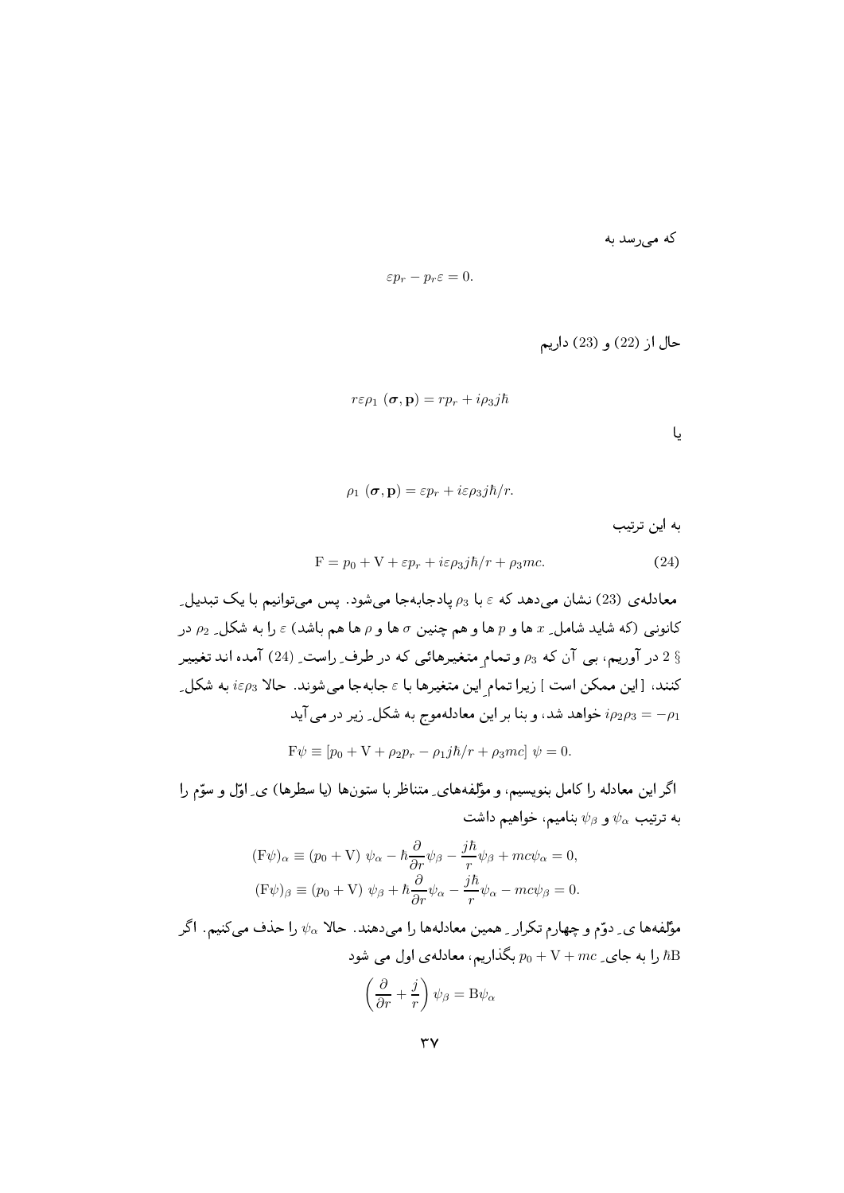که می‌رسد به

$$\varepsilon p_r - p_r \varepsilon = 0.$$

حال از (22) و (23) داریم

$$r\varepsilon\rho_1 \, (\boldsymbol{\sigma}, \mathbf{p}) = rp_r + i\rho_3 j\hbar$$

یا

$$\rho_1 \, (\boldsymbol{\sigma}, \mathbf{p}) = \varepsilon p_r + i\varepsilon\rho_3 j\hbar/r.$$

به این ترتیب

$$\mathrm{F} = p_0 + \mathrm{V} + \varepsilon p_r + i\varepsilon\rho_3 j\hbar/r + \rho_3 mc. \tag{24}$$

معادله‌ی (23) نشان می‌دهد که $\varepsilon$ با $\rho_3$ پادجابه‌جا می‌شود. پس می‌توانیم با یک تبدیلِ کانونی (که شاید شاملِ $x$ ها و $p$ ها و هم چنین $\sigma$ ها و $\rho$ ها هم باشد) $\varepsilon$ را به شکلِ $\rho_2$ در $\S$ 2 در آوریم، بی آن که $\rho_3$ و تمامِ متغیرهائی که در طرفِ راستِ (24) آمده اند تغییر کنند، [ این ممکن است ] زیرا تمامِ این متغیرها با $\varepsilon$ جابه‌جا می‌شوند. حالا $i\varepsilon\rho_3$ به شکلِ $i\rho_2\rho_3 = -\rho_1$ خواهد شد، و بنا بر این معادله‌موج به شکلِ زیر در می‌آید

$$\mathrm{F}\psi \equiv [p_0 + \mathrm{V} + \rho_2 p_r - \rho_1 j\hbar/r + \rho_3 mc] \; \psi = 0.$$

اگر این معادله را کامل بنویسیم، و مؤلفه‌هایِ متناظر با ستون‌ها (یا سطرها) یِ اوّل و سوّم را به ترتیب $\psi_\alpha$ و $\psi_\beta$ بنامیم، خواهیم داشت

$$(\mathrm{F}\psi)_\alpha \equiv (p_0 + \mathrm{V}) \; \psi_\alpha - \hbar\frac{\partial}{\partial r}\psi_\beta - \frac{j\hbar}{r}\psi_\beta + mc\psi_\alpha = 0,$$
$$(\mathrm{F}\psi)_\beta \equiv (p_0 + \mathrm{V}) \; \psi_\beta + \hbar\frac{\partial}{\partial r}\psi_\alpha - \frac{j\hbar}{r}\psi_\alpha - mc\psi_\beta = 0.$$

مؤلفه‌ها یِ دوّم و چهارم تکرارِ همین معادله‌ها را می‌دهند. حالا $\psi_\alpha$ را حذف می‌کنیم. اگر $\hbar\mathrm{B}$ را به جایِ $p_0 + \mathrm{V} + mc$ بگذاریم، معادله‌ی اول می شود

$$\left(\frac{\partial}{\partial r} + \frac{j}{r}\right)\psi_\beta = \mathrm{B}\psi_\alpha$$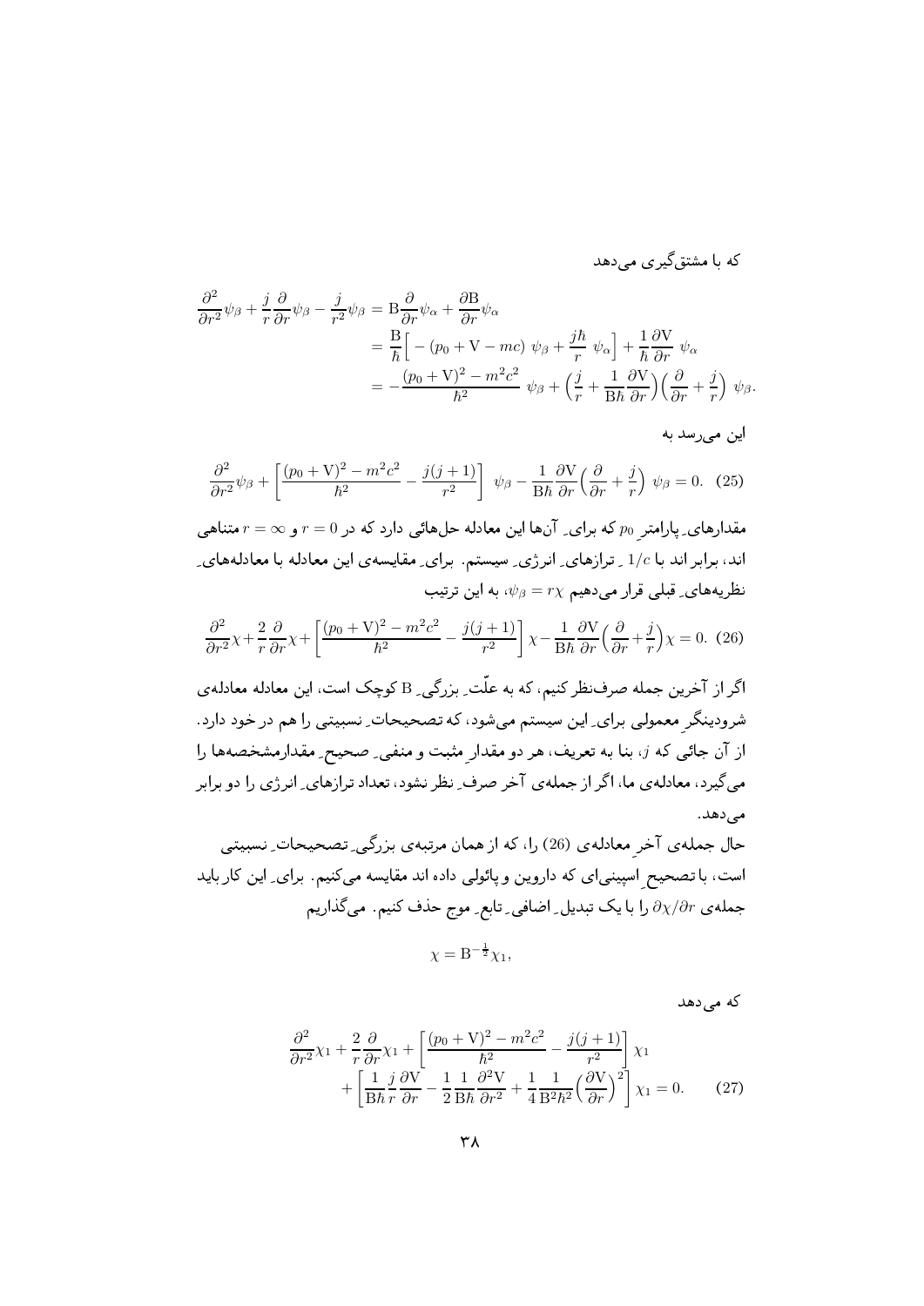که با مشتق‌گیری می‌دهد

$$
\begin{aligned}
\frac{\partial^2}{\partial r^2}\psi_\beta + \frac{j}{r}\frac{\partial}{\partial r}\psi_\beta - \frac{j}{r^2}\psi_\beta &= \mathrm{B}\frac{\partial}{\partial r}\psi_\alpha + \frac{\partial \mathrm{B}}{\partial r}\psi_\alpha \\
&= \frac{\mathrm{B}}{\hbar}\Big[-(p_0 + \mathrm{V} - mc)\ \psi_\beta + \frac{j\hbar}{r}\ \psi_\alpha\Big] + \frac{1}{\hbar}\frac{\partial \mathrm{V}}{\partial r}\ \psi_\alpha \\
&= -\frac{(p_0+\mathrm{V})^2 - m^2c^2}{\hbar^2}\ \psi_\beta + \Big(\frac{j}{r} + \frac{1}{\mathrm{B}\hbar}\frac{\partial \mathrm{V}}{\partial r}\Big)\Big(\frac{\partial}{\partial r} + \frac{j}{r}\Big)\ \psi_\beta.
\end{aligned}
$$

این می‌رسد به

$$
\frac{\partial^2}{\partial r^2}\psi_\beta + \left[\frac{(p_0+\mathrm{V})^2 - m^2c^2}{\hbar^2} - \frac{j(j+1)}{r^2}\right]\ \psi_\beta - \frac{1}{\mathrm{B}\hbar}\frac{\partial \mathrm{V}}{\partial r}\Big(\frac{\partial}{\partial r} + \frac{j}{r}\Big)\ \psi_\beta = 0. \quad (25)
$$

مقدارهایِ پارامترِ $p_0$ که برایِ آن‌ها این معادله حل‌هائی دارد که در $r=0$ و $r=\infty$ متناهی اند، برابر اند با $1/c$ ـِ ترازهایِ انرژیِ سیستم. برایِ مقایسه‌ی این معادله با معادله‌هایِ نظریه‌هایِ قبلی قرار می‌دهیم $\psi_\beta = r\chi$، به این ترتیب

$$
\frac{\partial^2}{\partial r^2}\chi + \frac{2}{r}\frac{\partial}{\partial r}\chi + \left[\frac{(p_0+\mathrm{V})^2 - m^2c^2}{\hbar^2} - \frac{j(j+1)}{r^2}\right]\chi - \frac{1}{\mathrm{B}\hbar}\frac{\partial \mathrm{V}}{\partial r}\Big(\frac{\partial}{\partial r} + \frac{j}{r}\Big)\chi = 0. \quad (26)
$$

اگر از آخرین جمله صرف‌نظر کنیم، که به علّتِ بزرگیِ B کوچک است، این معادله معادله‌ی شرودینگرِ معمولی برایِ این سیستم می‌شود، که تصحیحاتِ نسبیتی را هم در خود دارد. از آن جائی که $j$، بنا به تعریف، هر دو مقدارِ مثبت و منفیِ صحیحِ مقدارمشخصه‌ها را می‌گیرد، معادله‌ی ما، اگر از جمله‌ی آخر صرفِ نظر نشود، تعداد ترازهایِ انرژی را دو برابر می‌دهد.

حال جمله‌ی آخرِ معادله‌ی (26) را، که از همان مرتبه‌ی بزرگیِ تصحیحاتِ نسبیتی است، با تصحیحِ اسپینی‌ای که داروین و پائولی داده اند مقایسه می‌کنیم. برایِ این کار باید جمله‌ی $\partial\chi/\partial r$ را با یک تبدیلِ اضافیِ تابعِ موج حذف کنیم. می‌گذاریم

$$
\chi = \mathrm{B}^{-\frac{1}{2}}\chi_1,
$$

که می‌دهد

$$
\begin{aligned}
\frac{\partial^2}{\partial r^2}\chi_1 + \frac{2}{r}\frac{\partial}{\partial r}\chi_1 + \left[\frac{(p_0+\mathrm{V})^2 - m^2c^2}{\hbar^2} - \frac{j(j+1)}{r^2}\right]\chi_1 \\
+ \left[\frac{1}{\mathrm{B}\hbar}\frac{j}{r}\frac{\partial \mathrm{V}}{\partial r} - \frac{1}{2}\frac{1}{\mathrm{B}\hbar}\frac{\partial^2 \mathrm{V}}{\partial r^2} + \frac{1}{4}\frac{1}{\mathrm{B}^2\hbar^2}\Big(\frac{\partial \mathrm{V}}{\partial r}\Big)^2\right]\chi_1 = 0. \quad (27)
\end{aligned}
$$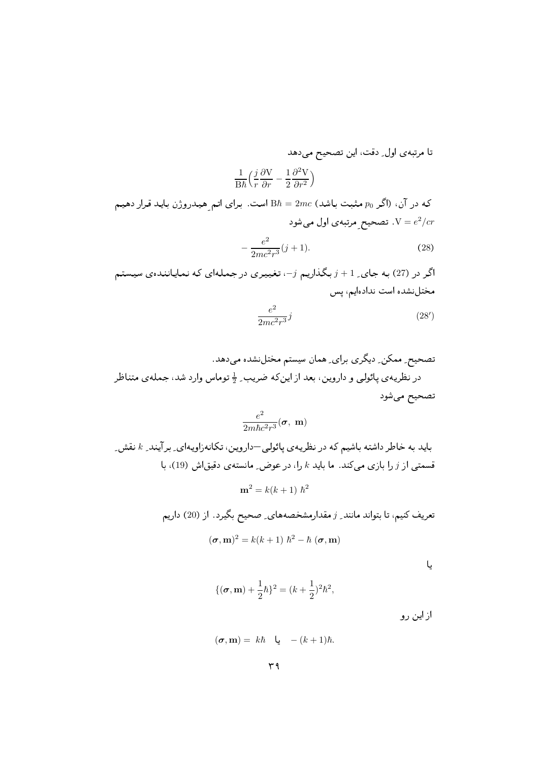تا مرتبه‌ی اول ِ دقت، این تصحیح می‌دهد

$$\frac{1}{\mathrm{B}\hbar}\Big(\frac{j}{r}\frac{\partial \mathrm{V}}{\partial r} - \frac{1}{2}\frac{\partial^2 \mathrm{V}}{\partial r^2}\Big)$$

که در آن، (اگر $p_0$ مثبت باشد) $\mathrm{B}\hbar = 2mc$ است. برای اتم ِ هیدروژن باید قرار دهیم $\mathrm{V} = e^2/cr$. تصحیح ِ مرتبه‌ی اول می‌شود

$$-\frac{e^2}{2mc^2r^3}(j+1). \tag{28}$$

اگر در (27) به جای ِ $j+1$ بگذاریم $-j$، تغییری در جمله‌ای که نمایاننده‌ی سیستم مختل‌نشده است نداده‌ایم، پس

$$\frac{e^2}{2mc^2r^3}j \tag{28'}$$

تصحیح ِ ممکن ِ دیگری برای ِ همان سیستم مختل‌نشده می‌دهد.

در نظریه‌ی پائولی و داروین، بعد از این‌که ضریب ِ $\frac{1}{2}$ توماس وارد شد، جمله‌ی متناظر تصحیح می‌شود

$$\frac{e^2}{2m\hbar c^2r^3}(\boldsymbol{\sigma},\ \mathbf{m})$$

باید به خاطر داشته باشیم که در نظریه‌ی پائولی—داروین، تکانه‌زاویه‌ای ِ برآیند ِ $k$ نقش ِ قسمتی از $j$ را بازی می‌کند. ما باید $k$ را، در عوض ِ مانسته‌ی دقیق‌اش (19)، با

$$\mathbf{m}^2 = k(k+1)\ \hbar^2$$

تعریف کنیم، تا بتواند مانند ِ $j$ مقدارمشخصه‌های ِ صحیح بگیرد. از (20) داریم

$$(\boldsymbol{\sigma},\mathbf{m})^2 = k(k+1)\ \hbar^2 - \hbar\ (\boldsymbol{\sigma},\mathbf{m})$$

یا

$$\{(\boldsymbol{\sigma},\mathbf{m}) + \frac{1}{2}\hbar\}^2 = (k+\frac{1}{2})^2\hbar^2,$$

از این رو

$$(\boldsymbol{\sigma},\mathbf{m}) = k\hbar \quad \text{یا} \quad -(k+1)\hbar.$$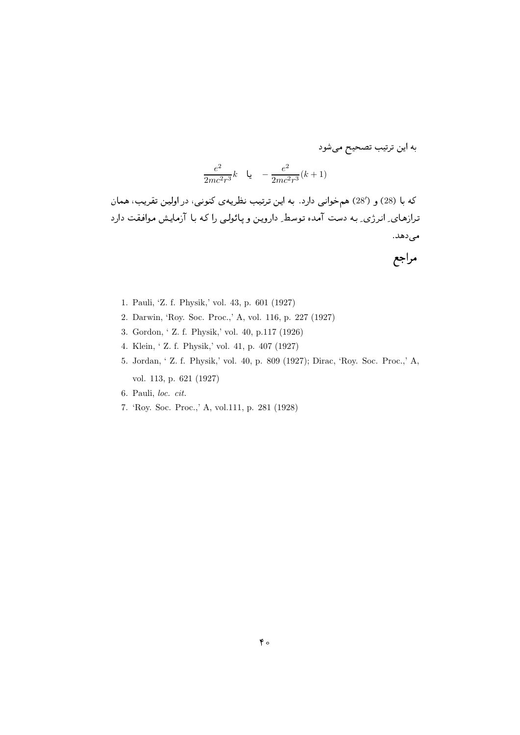به این ترتیب تصحیح می‌شود

$$\frac{e^2}{2mc^2r^3}k \quad \text{یا} \quad -\frac{e^2}{2mc^2r^3}(k+1)$$

که با (28) و ($28'$) هم‌خوانی دارد. به این ترتیب نظریه‌ی کنونی، در اولین تقریب، همان ترازهایِ انرژیِ به دست آمده توسطِ داروین و پائولی را که با آزمایش موافقت دارد می‌دهد.

## مراجع

1. Pauli, 'Z. f. Physik,' vol. 43, p. 601 (1927)
2. Darwin, 'Roy. Soc. Proc.,' A, vol. 116, p. 227 (1927)
3. Gordon, ' Z. f. Physik,' vol. 40, p.117 (1926)
4. Klein, ' Z. f. Physik,' vol. 41, p. 407 (1927)
5. Jordan, ' Z. f. Physik,' vol. 40, p. 809 (1927); Dirac, 'Roy. Soc. Proc.,' A, vol. 113, p. 621 (1927)
6. Pauli, *loc. cit.*
7. 'Roy. Soc. Proc.,' A, vol.111, p. 281 (1928)